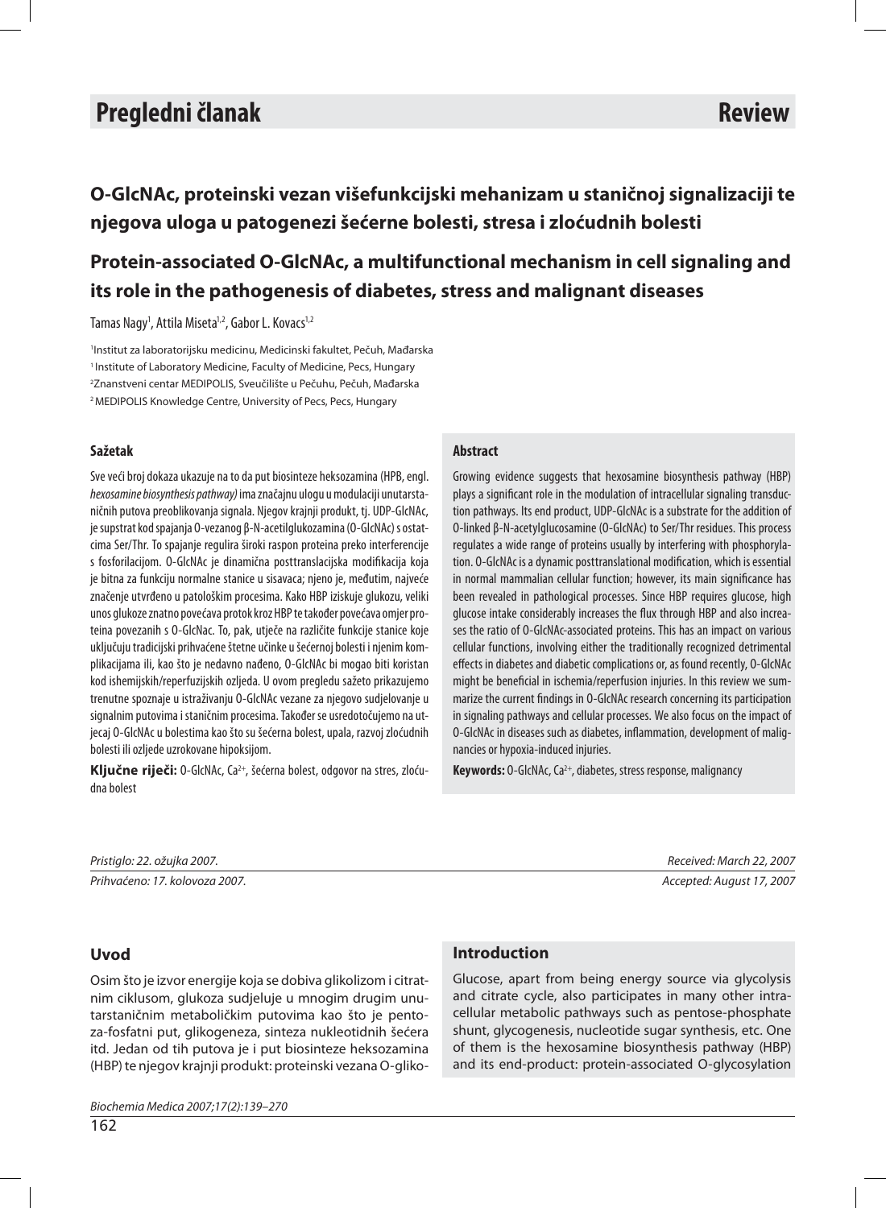# Pregledni članak — Review

## O-GlcNAc, proteinski vezan višefunkcijski mehanizam u staničnoj signalizaciji te njegova uloga u patogenezi šećerne bolesti, stresa i zloćudnih bolesti

## Protein-associated O-GlcNAc, a multifunctional mechanism in cell signaling and its role in the pathogenesis of diabetes, stress and malignant diseases

Tamas Nagy[1], Attila Miseta[1,2], Gabor L. Kovacs[1,2]

[1]Institut za laboratorijsku medicinu, Medicinski fakultet, Pečuh, Mađarska
[1] Institute of Laboratory Medicine, Faculty of Medicine, Pecs, Hungary
[2]Znanstveni centar MEDIPOLIS, Sveučilište u Pečuhu, Pečuh, Mađarska
[2] MEDIPOLIS Knowledge Centre, University of Pecs, Pecs, Hungary

### Sažetak

Sve veći broj dokaza ukazuje na to da put biosinteze heksozamina (HPB, engl. *hexosamine biosynthesis pathway)* ima značajnu ulogu u modulaciji unutarstaničnih putova preoblikovanja signala. Njegov krajnji produkt, tj. UDP-GlcNAc, je supstrat kod spajanja O-vezanog β-N-acetilglukozamina (O-GlcNAc) s ostatcima Ser/Thr. To spajanje regulira široki raspon proteina preko interferencije s fosforilacijom. O-GlcNAc je dinamična posttranslacijska modifikacija koja je bitna za funkciju normalne stanice u sisavaca; njeno je, međutim, najveće značenje utvrđeno u patološkim procesima. Kako HBP iziskuje glukozu, veliki unos glukoze znatno povećava protok kroz HBP te također povećava omjer proteina povezanih s O-GlcNac. To, pak, utječe na različite funkcije stanice koje uključuju tradicijski prihvaćene štetne učinke u šećernoj bolesti i njenim komplikacijama ili, kao što je nedavno nađeno, O-GlcNAc bi mogao biti koristan kod ishemijskih/reperfuzijskih ozljeda. U ovom pregledu sažeto prikazujemo trenutne spoznaje u istraživanju O-GlcNAc vezane za njegovo sudjelovanje u signalnim putovima i staničnim procesima. Također se usredotočujemo na utjecaj O-GlcNAc u bolestima kao što su šećerna bolest, upala, razvoj zloćudnih bolesti i ozljede uzrokovane hipoksijom.

**Ključne riječi:** O-GlcNAc, $Ca^{2+}$, šećerna bolest, odgovor na stres, zloćudna bolest

### Abstract

Growing evidence suggests that hexosamine biosynthesis pathway (HBP) plays a significant role in the modulation of intracellular signaling transduction pathways. Its end product, UDP-GlcNAc is a substrate for the addition of O-linked β-N-acetylglucosamine (O-GlcNAc) to Ser/Thr residues. This process regulates a wide range of proteins usually by interfering with phosphorylation. O-GlcNAc is a dynamic posttranslational modification, which is essential in normal mammalian cellular function; however, its main significance has been revealed in pathological processes. Since HBP requires glucose, high glucose intake considerably increases the flux through HBP and also increases the ratio of O-GlcNAc-associated proteins. This has an impact on various cellular functions, involving either the traditionally recognized detrimental effects in diabetes and diabetic complications or, as found recently, O-GlcNAc might be beneficial in ischemia/reperfusion injuries. In this review we summarize the current findings in O-GlcNAc research concerning its participation in signaling pathways and cellular processes. We also focus on the impact of O-GlcNAc in diseases such as diabetes, inflammation, development of malignancies or hypoxia-induced injuries.

**Keywords:** O-GlcNAc, $Ca^{2+}$, diabetes, stress response, malignancy

*Pristiglo: 22. ožujka 2007.* — *Received: March 22, 2007*

*Prihvaćeno: 17. kolovoza 2007.* — *Accepted: August 17, 2007*

### Uvod

Osim što je izvor energije koja se dobiva glikolizom i citratnim ciklusom, glukoza sudjeluje u mnogim drugim unutarstaničnim metaboličkim putovima kao što je pentoza-fosfatni put, glikogeneza, sinteza nukleotidnih šećera itd. Jedan od tih putova je i put biosinteze heksozamina (HBP) te njegov krajnji produkt: proteinski vezana O-gliko-

### Introduction

Glucose, apart from being energy source via glycolysis and citrate cycle, also participates in many other intracellular metabolic pathways such as pentose-phosphate shunt, glycogenesis, nucleotide sugar synthesis, etc. One of them is the hexosamine biosynthesis pathway (HBP) and its end-product: protein-associated O-glycosylation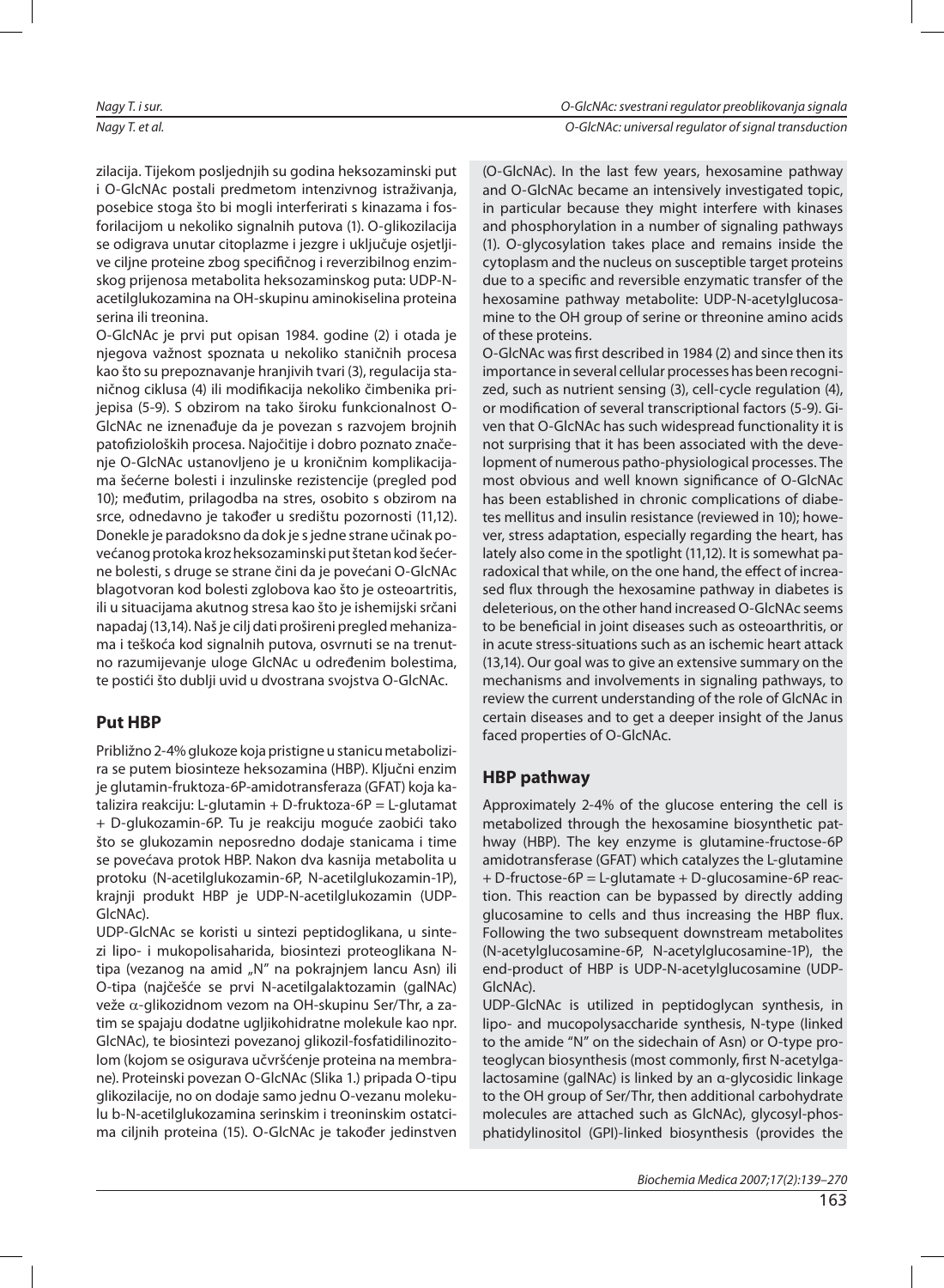zilacija. Tijekom posljednjih su godina heksozaminski put i O-GlcNAc postali predmetom intenzivnog istraživanja, posebice stoga što bi mogli interferirati s kinazama i fosforilacijom u nekoliko signalnih putova (1). O-glikozilacija se odigrava unutar citoplazme i jezgre i uključuje osjetljive ciljne proteine zbog specifičnog i reverzibilnog enzimskog prijenosa metabolita heksozaminskog puta: UDP-N-acetilglukozamina na OH-skupinu aminokiselina proteina serina ili treonina.

O-GlcNAc je prvi put opisan 1984. godine (2) i otada je njegova važnost spoznata u nekoliko staničnih procesa kao što su prepoznavanje hranjivih tvari (3), regulacija staničnog ciklusa (4) ili modifikacija nekoliko čimbenika prijepisa (5-9). S obzirom na tako široku funkcionalnost O-GlcNAc ne iznenađuje da je povezan s razvojem brojnih patofizioloških procesa. Najočitije i dobro poznato značenje O-GlcNAc ustanovljeno je u kroničnim komplikacijama šećerne bolesti i inzulinske rezistencije (pregled pod 10); međutim, prilagodba na stres, osobito s obzirom na srce, odnedavno je također u središtu pozornosti (11,12). Donekle je paradoksno da dok je s jedne strane učinak povećanog protoka kroz heksozaminski put štetan kod šećerne bolesti, s druge se strane čini da je povećani O-GlcNAc blagotvoran kod bolesti zglobova kao što je osteoartritis, ili u situacijama akutnog stresa kao što je ishemijski srčani napadaj (13,14). Naš je cilj dati prošireni pregled mehanizama i teškoća kod signalnih putova, osvrnuti se na trenutno razumijevanje uloge GlcNAc u određenim bolestima, te postići što dublji uvid u dvostrana svojstva O-GlcNAc.

## Put HBP

Približno 2-4% glukoze koja pristigne u stanicu metabolizira se putem biosinteze heksozamina (HBP). Ključni enzim je glutamin-fruktoza-6P-amidotransferaza (GFAT) koja katalizira reakciju: L-glutamin + D-fruktoza-6P = L-glutamat + D-glukozamin-6P. Tu je reakciju moguće zaobići tako što se glukozamin neposredno dodaje stanicama i time se povećava protok HBP. Nakon dva kasnija metabolita u protoku (N-acetilglukozamin-6P, N-acetilglukozamin-1P), krajnji produkt HBP je UDP-N-acetilglukozamin (UDP-GlcNAc).

UDP-GlcNAc se koristi u sintezi peptidoglikana, u sintezi lipo- i mukopolisaharida, biosintezi proteoglikana N-tipa (vezanog na amid „N" na pokrajnjem lancu Asn) ili O-tipa (najčešće se prvi N-acetilgalaktozamin (galNAc) veže α-glikozidnom vezom na OH-skupinu Ser/Thr, a zatim se spajaju dodatne ugljikohidratne molekule kao npr. GlcNAc), te biosintezi povezanoj glikozil-fosfatidilinozitolom (kojom se osigurava učvršćenje proteina na membrane). Proteinski povezan O-GlcNAc (Slika 1.) pripada O-tipu glikozilacije, no on dodaje samo jednu O-vezanu molekulu b-N-acetilglukozamina serinskim i treoninskim ostatcima ciljnih proteina (15). O-GlcNAc je također jedinstven

(O-GlcNAc). In the last few years, hexosamine pathway and O-GlcNAc became an intensively investigated topic, in particular because they might interfere with kinases and phosphorylation in a number of signaling pathways (1). O-glycosylation takes place and remains inside the cytoplasm and the nucleus on susceptible target proteins due to a specific and reversible enzymatic transfer of the hexosamine pathway metabolite: UDP-N-acetylglucosamine to the OH group of serine or threonine amino acids of these proteins.

O-GlcNAc was first described in 1984 (2) and since then its importance in several cellular processes has been recognized, such as nutrient sensing (3), cell-cycle regulation (4), or modification of several transcriptional factors (5-9). Given that O-GlcNAc has such widespread functionality it is not surprising that it has been associated with the development of numerous patho-physiological processes. The most obvious and well known significance of O-GlcNAc has been established in chronic complications of diabetes mellitus and insulin resistance (reviewed in 10); however, stress adaptation, especially regarding the heart, has lately also come in the spotlight (11,12). It is somewhat paradoxical that while, on the one hand, the effect of increased flux through the hexosamine pathway in diabetes is deleterious, on the other hand increased O-GlcNAc seems to be beneficial in joint diseases such as osteoarthritis, or in acute stress-situations such as an ischemic heart attack (13,14). Our goal was to give an extensive summary on the mechanisms and involvements in signaling pathways, to review the current understanding of the role of GlcNAc in certain diseases and to get a deeper insight of the Janus faced properties of O-GlcNAc.

## HBP pathway

Approximately 2-4% of the glucose entering the cell is metabolized through the hexosamine biosynthetic pathway (HBP). The key enzyme is glutamine-fructose-6P amidotransferase (GFAT) which catalyzes the L-glutamine + D-fructose-6P = L-glutamate + D-glucosamine-6P reaction. This reaction can be bypassed by directly adding glucosamine to cells and thus increasing the HBP flux. Following the two subsequent downstream metabolites (N-acetylglucosamine-6P, N-acetylglucosamine-1P), the end-product of HBP is UDP-N-acetylglucosamine (UDP-GlcNAc).

UDP-GlcNAc is utilized in peptidoglycan synthesis, in lipo- and mucopolysaccharide synthesis, N-type (linked to the amide "N" on the sidechain of Asn) or O-type proteoglycan biosynthesis (most commonly, first N-acetylgalactosamine (galNAc) is linked by an α-glycosidic linkage to the OH group of Ser/Thr, then additional carbohydrate molecules are attached such as GlcNAc), glycosyl-phosphatidylinositol (GPI)-linked biosynthesis (provides the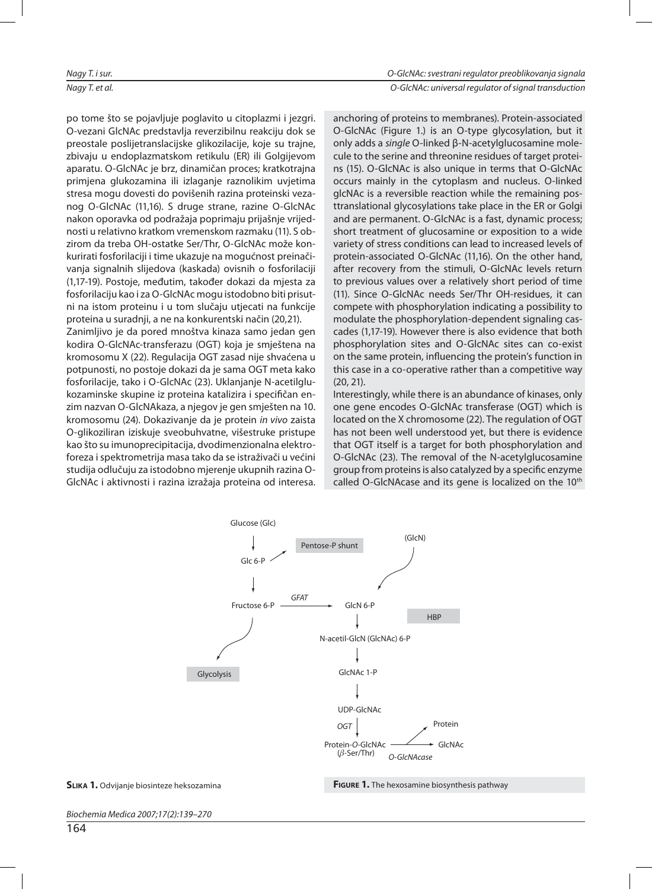po tome što se pojavljuje poglavito u citoplazmi i jezgri. O-vezani GlcNAc predstavlja reverzibilnu reakciju dok se preostale poslijetranslacijske glikozilacije, koje su trajne, zbivaju u endoplazmatskom retikulu (ER) ili Golgijevom aparatu. O-GlcNAc je brz, dinamičan proces; kratkotrajna primjena glukozamina ili izlaganje raznolikim uvjetima stresa mogu dovesti do povišenih razina proteinski vezanog O-GlcNAc (11,16). S druge strane, razine O-GlcNAc nakon oporavka od podražaja poprimaju prijašnje vrijednosti u relativno kratkom vremenskom razmaku (11). S obzirom da treba OH-ostatke Ser/Thr, O-GlcNAc može konkurirati fosforilaciji i time ukazuje na mogućnost preinačivanja signalnih slijedova (kaskada) ovisnih o fosforilaciji (1,17-19). Postoje, međutim, također dokazi da mjesta za fosforilaciju kao i za O-GlcNAc mogu istodobno biti prisutni na istom proteinu i u tom slučaju utjecati na funkcije proteina u suradnji, a ne na konkurentski način (20,21).

Zanimljivo je da pored mnoštva kinaza samo jedan gen kodira O-GlcNAc-transferazu (OGT) koja je smještena na kromosomu X (22). Regulacija OGT zasad nije shvaćena u potpunosti, no postoje dokazi da je sama OGT meta kako fosforilacije, tako i O-GlcNAc (23). Uklanjanje N-acetilglukozaminske skupine iz proteina katalizira i specifičan enzim nazvan O-GlcNAkaza, a njegov je gen smješten na 10. kromosomu (24). Dokazivanje da je protein *in vivo* zaista O-glikoziliran iziskuje sveobuhvatne, višestruke pristupe kao što su imunoprecipitacija, dvodimenzionalna elektroforeza i spektrometrija masa tako da se istraživači u većini studija odlučuju za istodobno mjerenje ukupnih razina O-GlcNAc i aktivnosti i razina izražaja proteina od interesa.

anchoring of proteins to membranes). Protein-associated O-GlcNAc (Figure 1.) is an O-type glycosylation, but it only adds a *single* O-linked β-N-acetylglucosamine molecule to the serine and threonine residues of target proteins (15). O-GlcNAc is also unique in terms that O-GlcNAc occurs mainly in the cytoplasm and nucleus. O-linked glcNAc is a reversible reaction while the remaining posttranslational glycosylations take place in the ER or Golgi and are permanent. O-GlcNAc is a fast, dynamic process; short treatment of glucosamine or exposition to a wide variety of stress conditions can lead to increased levels of protein-associated O-GlcNAc (11,16). On the other hand, after recovery from the stimuli, O-GlcNAc levels return to previous values over a relatively short period of time (11). Since O-GlcNAc needs Ser/Thr OH-residues, it can compete with phosphorylation indicating a possibility to modulate the phosphorylation-dependent signaling cascades (1,17-19). However there is also evidence that both phosphorylation sites and O-GlcNAc sites can co-exist on the same protein, influencing the protein's function in this case in a co-operative rather than a competitive way (20, 21).

Interestingly, while there is an abundance of kinases, only one gene encodes O-GlcNAc transferase (OGT) which is located on the X chromosome (22). The regulation of OGT has not been well understood yet, but there is evidence that OGT itself is a target for both phosphorylation and O-GlcNAc (23). The removal of the N-acetylglucosamine group from proteins is also catalyzed by a specific enzyme called O-GlcNAcase and its gene is localized on the 10th

Glucose (Glc) → Glc 6-P → Pentose-P shunt; Glc 6-P → Fructose 6-P → Glycolysis; Fructose 6-P —GFAT→ GlcN 6-P ← (GlcN); HBP: GlcN 6-P → N-acetil-GlcN (GlcNAc) 6-P → GlcNAc 1-P → UDP-GlcNAc —OGT→ Protein-*O*-GlcNAc (β-Ser/Thr) —O-GlcNAcase→ Protein + GlcNAc

**SLIKA 1.** Odvijanje biosinteze heksozamina

**FIGURE 1.** The hexosamine biosynthesis pathway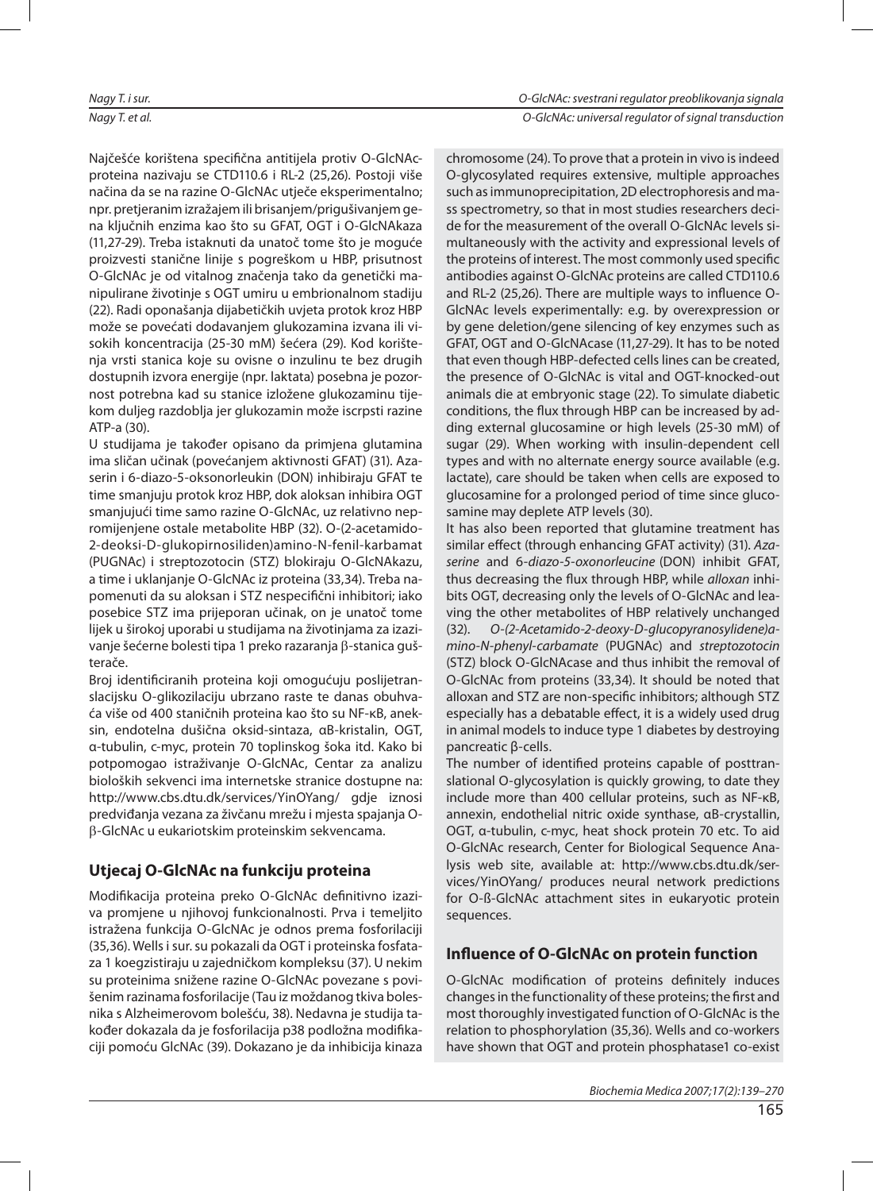Najčešće korištena specifična antitijela protiv O-GlcNAc-proteina nazivaju se CTD110.6 i RL-2 (25,26). Postoji više načina da se na razine O-GlcNAc utječe eksperimentalno; npr. pretjeranim izražajem ili brisanjem/prigušivanjem gena ključnih enzima kao što su GFAT, OGT i O-GlcNAkaza (11,27-29). Treba istaknuti da unatoč tome što je moguće proizvesti stanične linije s pogreškom u HBP, prisutnost O-GlcNAc je od vitalnog značenja tako da genetički manipulirane životinje s OGT umiru u embrionalnom stadiju (22). Radi oponašanja dijabetičkih uvjeta protok kroz HBP može se povećati dodavanjem glukozamina izvana ili visokih koncentracija (25-30 mM) šećera (29). Kod korištenja vrsti stanica koje su ovisne o inzulinu te bez drugih dostupnih izvora energije (npr. laktata) posebna je pozornost potrebna kad su stanice izložene glukozaminu tijekom duljeg razdoblja jer glukozamin može iscrpsti razine ATP-a (30).

U studijama je također opisano da primjena glutamina ima sličan učinak (povećanjem aktivnosti GFAT) (31). Azaserin i 6-diazo-5-oksonorleukin (DON) inhibiraju GFAT te time smanjuju protok kroz HBP, dok aloksan inhibira OGT smanjujući time samo razine O-GlcNAc, uz relativno nepromijenjene ostale metabolite HBP (32). O-(2-acetamido-2-deoksi-D-glukopirnosiliden)amino-N-fenil-karbamat (PUGNAc) i streptozotocin (STZ) blokiraju O-GlcNAkazu, a time i uklanjanje O-GlcNAc iz proteina (33,34). Treba napomenuti da su aloksan i STZ nespecifični inhibitori; iako posebice STZ ima prijeporan učinak, on je unatoč tome lijek u širokoj uporabi u studijama na životinjama za izazivanje šećerne bolesti tipa 1 preko razaranja β-stanica gušterače.

Broj identificiranih proteina koji omogućuju poslijetranslacijsku O-glikozilaciju ubrzano raste te danas obuhvaća više od 400 staničnih proteina kao što su NF-κB, aneksin, endotelna dušična oksid-sintaza, αB-kristalin, OGT, α-tubulin, c-myc, protein 70 toplinskog šoka itd. Kako bi potpomogao istraživanje O-GlcNAc, Centar za analizu bioloških sekvenci ima internetske stranice dostupne na: http://www.cbs.dtu.dk/services/YinOYang/ gdje iznosi predviđanja vezana za živčanu mrežu i mjesta spajanja O-β-GlcNAc u eukariotskim proteinskim sekvencama.

## Utjecaj O-GlcNAc na funkciju proteina

Modifikacija proteina preko O-GlcNAc definitivno izaziva promjene u njihovoj funkcionalnosti. Prva i temeljito istražena funkcija O-GlcNAc je odnos prema fosforilaciji (35,36). Wells i sur. su pokazali da OGT i proteinska fosfataza 1 koegzistiraju u zajedničkom kompleksu (37). U nekim su proteinima snižene razine O-GlcNAc povezane s povišenim razinama fosforilacije (Tau iz moždanog tkiva bolesnika s Alzheimerovom bolešću, 38). Nedavna je studija također dokazala da je fosforilacija p38 podložna modifikaciji pomoću GlcNAc (39). Dokazano je da inhibicija kinaza

chromosome (24). To prove that a protein in vivo is indeed O-glycosylated requires extensive, multiple approaches such as immunoprecipitation, 2D electrophoresis and mass spectrometry, so that in most studies researchers decide for the measurement of the overall O-GlcNAc levels simultaneously with the activity and expressional levels of the proteins of interest. The most commonly used specific antibodies against O-GlcNAc proteins are called CTD110.6 and RL-2 (25,26). There are multiple ways to influence O-GlcNAc levels experimentally: e.g. by overexpression or by gene deletion/gene silencing of key enzymes such as GFAT, OGT and O-GlcNAcase (11,27-29). It has to be noted that even though HBP-defected cells lines can be created, the presence of O-GlcNAc is vital and OGT-knocked-out animals die at embryonic stage (22). To simulate diabetic conditions, the flux through HBP can be increased by adding external glucosamine or high levels (25-30 mM) of sugar (29). When working with insulin-dependent cell types and with no alternate energy source available (e.g. lactate), care should be taken when cells are exposed to glucosamine for a prolonged period of time since glucosamine may deplete ATP levels (30).

It has also been reported that glutamine treatment has similar effect (through enhancing GFAT activity) (31). *Azaserine* and *6-diazo-5-oxonorleucine* (DON) inhibit GFAT, thus decreasing the flux through HBP, while *alloxan* inhibits OGT, decreasing only the levels of O-GlcNAc and leaving the other metabolites of HBP relatively unchanged (32). *O-(2-Acetamido-2-deoxy-D-glucopyranosylidene)amino-N-phenyl-carbamate* (PUGNAc) and *streptozotocin* (STZ) block O-GlcNAcase and thus inhibit the removal of O-GlcNAc from proteins (33,34). It should be noted that alloxan and STZ are non-specific inhibitors; although STZ especially has a debatable effect, it is a widely used drug in animal models to induce type 1 diabetes by destroying pancreatic β-cells.

The number of identified proteins capable of posttranslational O-glycosylation is quickly growing, to date they include more than 400 cellular proteins, such as NF-κB, annexin, endothelial nitric oxide synthase, αB-crystallin, OGT, α-tubulin, c-myc, heat shock protein 70 etc. To aid O-GlcNAc research, Center for Biological Sequence Analysis web site, available at: http://www.cbs.dtu.dk/services/YinOYang/ produces neural network predictions for O-ß-GlcNAc attachment sites in eukaryotic protein sequences.

## Influence of O-GlcNAc on protein function

O-GlcNAc modification of proteins definitely induces changes in the functionality of these proteins; the first and most thoroughly investigated function of O-GlcNAc is the relation to phosphorylation (35,36). Wells and co-workers have shown that OGT and protein phosphatase1 co-exist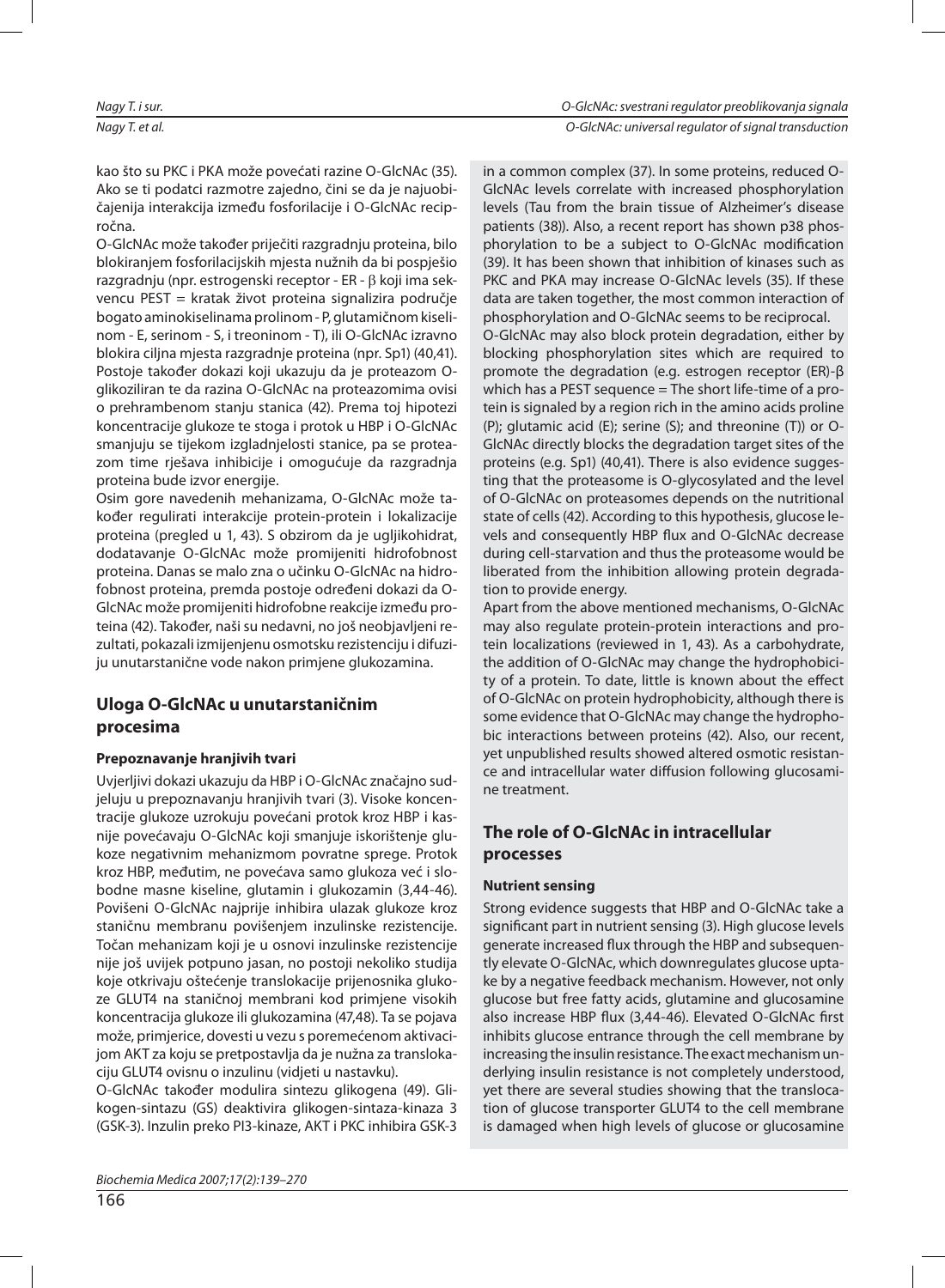kao što su PKC i PKA može povećati razine O-GlcNAc (35). Ako se ti podatci razmotre zajedno, čini se da je najuobičajenija interakcija između fosforilacije i O-GlcNAc recipročna.

O-GlcNAc može također priječiti razgradnju proteina, bilo blokiranjem fosforilacijskih mjesta nužnih da bi pospješio razgradnju (npr. estrogenski receptor - ER - β koji ima sekvencu PEST = kratak život proteina signalizira područje bogato aminokiselinama prolinom - P, glutamičnom kiselinom - E, serinom - S, i treoninom - T), ili O-GlcNAc izravno blokira ciljna mjesta razgradnje proteina (npr. Sp1) (40,41). Postoje također dokazi koji ukazuju da je proteazom O-glikoziliran te da razina O-GlcNAc na proteazomima ovisi o prehrambenom stanju stanica (42). Prema toj hipotezi koncentracije glukoze te stoga i protok u HBP i O-GlcNAc smanjuju se tijekom izgladnjelosti stanice, pa se proteazom time rješava inhibicije i omogućuje da razgradnja proteina bude izvor energije.

Osim gore navedenih mehanizama, O-GlcNAc može također regulirati interakcije protein-protein i lokalizacije proteina (pregled u 1, 43). S obzirom da je ugljikohidrat, dodatavanje O-GlcNAc može promijeniti hidrofobnost proteina. Danas se malo zna o učinku O-GlcNAc na hidrofobnost proteina, premda postoje određeni dokazi da O-GlcNAc može promijeniti hidrofobne reakcije između proteina (42). Također, naši su nedavni, no još neobjavljeni rezultati, pokazali izmijenjenu osmotsku rezistenciju i difuziju unutarstanične vode nakon primjene glukozamina.

## Uloga O-GlcNAc u unutarstaničnim procesima

### Prepoznavanje hranjivih tvari

Uvjerljivi dokazi ukazuju da HBP i O-GlcNAc značajno sudjeluju u prepoznavanju hranjivih tvari (3). Visoke koncentracije glukoze uzrokuju povećani protok kroz HBP i kasnije povećavaju O-GlcNAc koji smanjuje iskorištenje glukoze negativnim mehanizmom povratne sprege. Protok kroz HBP, međutim, ne povećava samo glukoza već i slobodne masne kiseline, glutamin i glukozamin (3,44-46). Povišeni O-GlcNAc najprije inhibira ulazak glukoze kroz staničnu membranu povišenjem inzulinske rezistencije. Točan mehanizam koji je u osnovi inzulinske rezistencije nije još uvijek potpuno jasan, no postoji nekoliko studija koje otkrivaju oštećenje translokacije prijenosnika glukoze GLUT4 na staničnoj membrani kod primjene visokih koncentracija glukoze ili glukozamina (47,48). Ta se pojava može, primjerice, dovesti u vezu s poremećenom aktivacijom AKT za koju se pretpostavlja da je nužna za translokaciju GLUT4 ovisnu o inzulinu (vidjeti u nastavku).

O-GlcNAc također modulira sintezu glikogena (49). Glikogen-sintazu (GS) deaktivira glikogen-sintaza-kinaza 3 (GSK-3). Inzulin preko PI3-kinaze, AKT i PKC inhibira GSK-3

in a common complex (37). In some proteins, reduced O-GlcNAc levels correlate with increased phosphorylation levels (Tau from the brain tissue of Alzheimer's disease patients (38)). Also, a recent report has shown p38 phosphorylation to be a subject to O-GlcNAc modification (39). It has been shown that inhibition of kinases such as PKC and PKA may increase O-GlcNAc levels (35). If these data are taken together, the most common interaction of phosphorylation and O-GlcNAc seems to be reciprocal.

O-GlcNAc may also block protein degradation, either by blocking phosphorylation sites which are required to promote the degradation (e.g. estrogen receptor (ER)-β which has a PEST sequence = The short life-time of a protein is signaled by a region rich in the amino acids proline (P); glutamic acid (E); serine (S); and threonine (T)) or O-GlcNAc directly blocks the degradation target sites of the proteins (e.g. Sp1) (40,41). There is also evidence suggesting that the proteasome is O-glycosylated and the level of O-GlcNAc on proteasomes depends on the nutritional state of cells (42). According to this hypothesis, glucose levels and consequently HBP flux and O-GlcNAc decrease during cell-starvation and thus the proteasome would be liberated from the inhibition allowing protein degradation to provide energy.

Apart from the above mentioned mechanisms, O-GlcNAc may also regulate protein-protein interactions and protein localizations (reviewed in 1, 43). As a carbohydrate, the addition of O-GlcNAc may change the hydrophobicity of a protein. To date, little is known about the effect of O-GlcNAc on protein hydrophobicity, although there is some evidence that O-GlcNAc may change the hydrophobic interactions between proteins (42). Also, our recent, yet unpublished results showed altered osmotic resistance and intracellular water diffusion following glucosamine treatment.

## The role of O-GlcNAc in intracellular processes

### Nutrient sensing

Strong evidence suggests that HBP and O-GlcNAc take a significant part in nutrient sensing (3). High glucose levels generate increased flux through the HBP and subsequently elevate O-GlcNAc, which downregulates glucose uptake by a negative feedback mechanism. However, not only glucose but free fatty acids, glutamine and glucosamine also increase HBP flux (3,44-46). Elevated O-GlcNAc first inhibits glucose entrance through the cell membrane by increasing the insulin resistance. The exact mechanism underlying insulin resistance is not completely understood, yet there are several studies showing that the translocation of glucose transporter GLUT4 to the cell membrane is damaged when high levels of glucose or glucosamine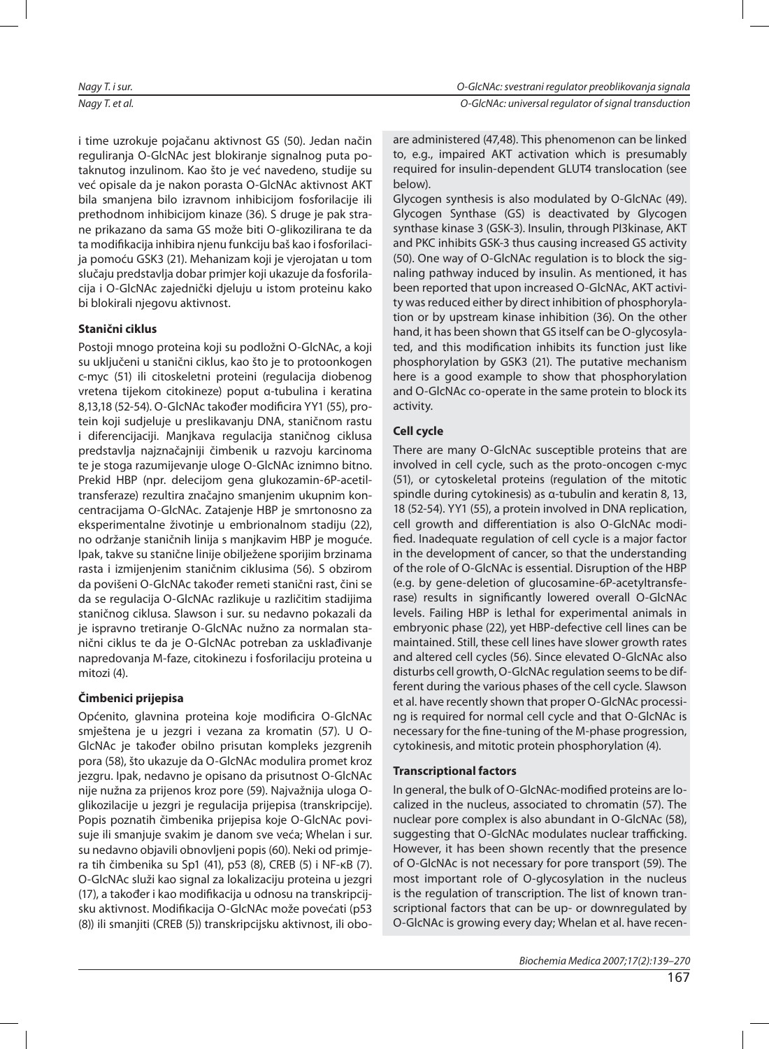i time uzrokuje pojačanu aktivnost GS (50). Jedan način reguliranja O-GlcNAc jest blokiranje signalnog puta potaknutog inzulinom. Kao što je već navedeno, studije su već opisale da je nakon porasta O-GlcNAc aktivnost AKT bila smanjena bilo izravnom inhibicijom fosforilacije ili prethodnom inhibicijom kinaze (36). S druge je pak strane prikazano da sama GS može biti O-glikozilirana te da ta modifikacija inhibira njenu funkciju baš kao i fosforilacija pomoću GSK3 (21). Mehanizam koji je vjerojatan u tom slučaju predstavlja dobar primjer koji ukazuje da fosforilacija i O-GlcNAc zajednički djeluju u istom proteinu kako bi blokirali njegovu aktivnost.

### Stanični ciklus

Postoji mnogo proteina koji su podložni O-GlcNAc, a koji su uključeni u stanični ciklus, kao što je to protoonkogen c-myc (51) ili citoskeletni proteini (regulacija diobenog vretena tijekom citokineze) poput α-tubulina i keratina 8,13,18 (52-54). O-GlcNAc također modificira YY1 (55), protein koji sudjeluje u preslikavanju DNA, staničnom rastu i diferencijaciji. Manjkava regulacija staničnog ciklusa predstavlja najznačajniji čimbenik u razvoju karcinoma te je stoga razumijevanje uloge O-GlcNAc iznimno bitno. Prekid HBP (npr. delecijom gena glukozamin-6P-acetiltransferaze) rezultira značajno smanjenim ukupnim koncentracijama O-GlcNAc. Zatajenje HBP je smrtonosno za eksperimentalne životinje u embrionalnom stadiju (22), no održanje staničnih linija s manjkavim HBP je moguće. Ipak, takve su stanične linije obilježene sporijim brzinama rasta i izmijenjenim staničnim ciklusima (56). S obzirom da povišeni O-GlcNAc također remeti stanični rast, čini se da se regulacija O-GlcNAc razlikuje u različitim stadijima staničnog ciklusa. Slawson i sur. su nedavno pokazali da je ispravno tretiranje O-GlcNAc nužno za normalan stanični ciklus te da je O-GlcNAc potreban za usklađivanje napredovanja M-faze, citokinezu i fosforilaciju proteina u mitozi (4).

### Čimbenici prijepisa

Općenito, glavnina proteina koje modificira O-GlcNAc smještena je u jezgri i vezana za kromatin (57). U O-GlcNAc je također obilno prisutan kompleks jezgrenih pora (58), što ukazuje da O-GlcNAc modulira promet kroz jezgru. Ipak, nedavno je opisano da prisutnost O-GlcNAc nije nužna za prijenos kroz pore (59). Najvažnija uloga O-glikozilacije u jezgri je regulacija prijepisa (transkripcije). Popis poznatih čimbenika prijepisa koje O-GlcNAc povisuje ili smanjuje svakim je danom sve veća; Whelan i sur. su nedavno objavili obnovljeni popis (60). Neki od primjera tih čimbenika su Sp1 (41), p53 (8), CREB (5) i NF-κB (7). O-GlcNAc služi kao signal za lokalizaciju proteina u jezgri (17), a također i kao modifikacija u odnosu na transkripcijsku aktivnost. Modifikacija O-GlcNAc može povećati (p53 (8)) ili smanjiti (CREB (5)) transkripcijsku aktivnost, ili obo-

are administered (47,48). This phenomenon can be linked to, e.g., impaired AKT activation which is presumably required for insulin-dependent GLUT4 translocation (see below).

Glycogen synthesis is also modulated by O-GlcNAc (49). Glycogen Synthase (GS) is deactivated by Glycogen synthase kinase 3 (GSK-3). Insulin, through PI3kinase, AKT and PKC inhibits GSK-3 thus causing increased GS activity (50). One way of O-GlcNAc regulation is to block the signaling pathway induced by insulin. As mentioned, it has been reported that upon increased O-GlcNAc, AKT activity was reduced either by direct inhibition of phosphorylation or by upstream kinase inhibition (36). On the other hand, it has been shown that GS itself can be O-glycosylated, and this modification inhibits its function just like phosphorylation by GSK3 (21). The putative mechanism here is a good example to show that phosphorylation and O-GlcNAc co-operate in the same protein to block its activity.

### Cell cycle

There are many O-GlcNAc susceptible proteins that are involved in cell cycle, such as the proto-oncogen c-myc (51), or cytoskeletal proteins (regulation of the mitotic spindle during cytokinesis) as α-tubulin and keratin 8, 13, 18 (52-54). YY1 (55), a protein involved in DNA replication, cell growth and differentiation is also O-GlcNAc modified. Inadequate regulation of cell cycle is a major factor in the development of cancer, so that the understanding of the role of O-GlcNAc is essential. Disruption of the HBP (e.g. by gene-deletion of glucosamine-6P-acetyltransferase) results in significantly lowered overall O-GlcNAc levels. Failing HBP is lethal for experimental animals in embryonic phase (22), yet HBP-defective cell lines can be maintained. Still, these cell lines have slower growth rates and altered cell cycles (56). Since elevated O-GlcNAc also disturbs cell growth, O-GlcNAc regulation seems to be different during the various phases of the cell cycle. Slawson et al. have recently shown that proper O-GlcNAc processing is required for normal cell cycle and that O-GlcNAc is necessary for the fine-tuning of the M-phase progression, cytokinesis, and mitotic protein phosphorylation (4).

### Transcriptional factors

In general, the bulk of O-GlcNAc-modified proteins are localized in the nucleus, associated to chromatin (57). The nuclear pore complex is also abundant in O-GlcNAc (58), suggesting that O-GlcNAc modulates nuclear trafficking. However, it has been shown recently that the presence of O-GlcNAc is not necessary for pore transport (59). The most important role of O-glycosylation in the nucleus is the regulation of transcription. The list of known transcriptional factors that can be up- or downregulated by O-GlcNAc is growing every day; Whelan et al. have recen-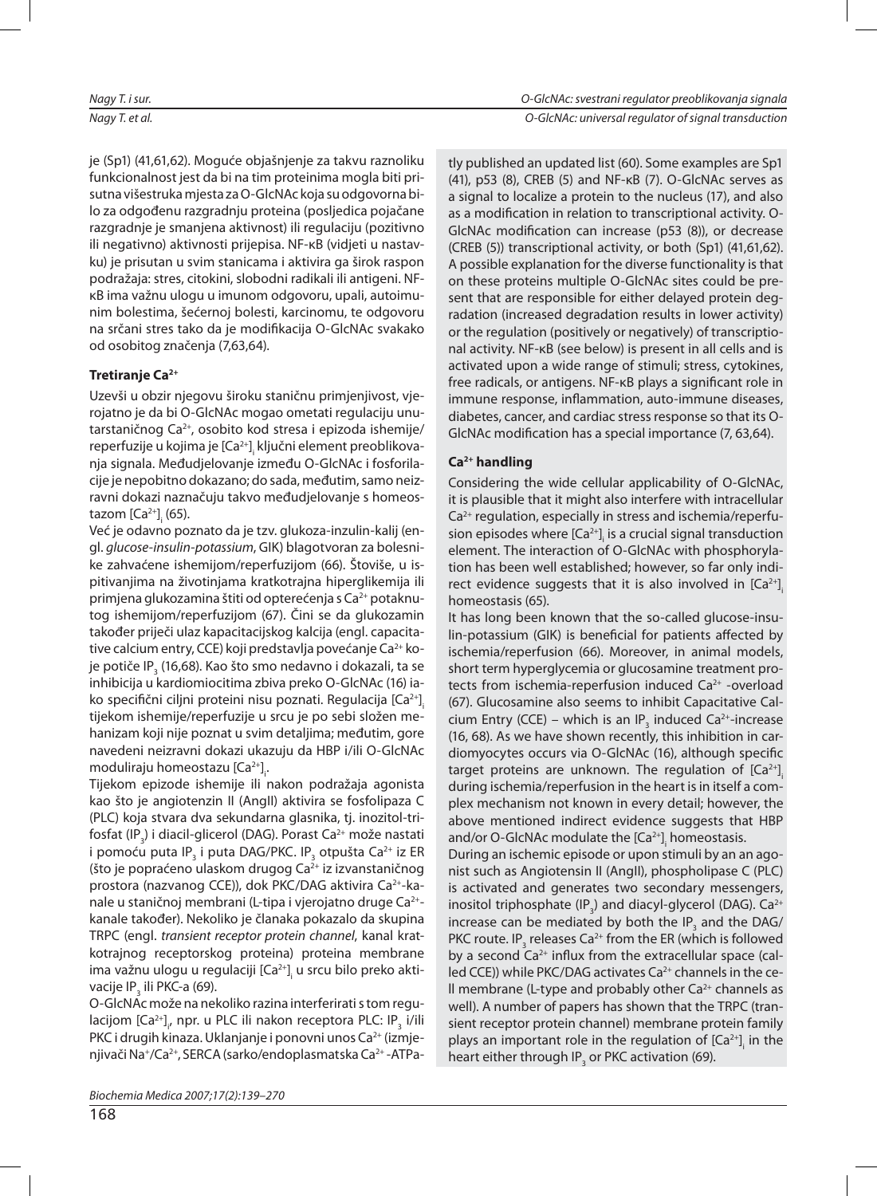je (Sp1) (41,61,62). Moguće objašnjenje za takvu raznoliku funkcionalnost jest da bi na tim proteinima mogla biti prisutna višestruka mjesta za O-GlcNAc koja su odgovorna bilo za odgođenu razgradnju proteina (posljedica pojačane razgradnje je smanjena aktivnost) ili regulaciju (pozitivno ili negativno) aktivnosti prijepisa. NF-κB (vidjeti u nastavku) je prisutan u svim stanicama i aktivira ga širok raspon podražaja: stres, citokini, slobodni radikali ili antigeni. NF-κB ima važnu ulogu u imunom odgovoru, upali, autoimunim bolestima, šećernoj bolesti, karcinomu, te odgovoru na srčani stres tako da je modifikacija O-GlcNAc svakako od osobitog značenja (7,63,64).

### Tretiranje $Ca^{2+}$

Uzevši u obzir njegovu široku staničnu primjenjivost, vjerojatno je da bi O-GlcNAc mogao ometati regulaciju unutarstaničnog $Ca^{2+}$, osobito kod stresa i epizoda ishemije/reperfuzije u kojima je $[Ca^{2+}]_i$ ključni element preoblikovanja signala. Međudjelovanje između O-GlcNAc i fosforilacije je nepobitno dokazano; do sada, međutim, samo neizravni dokazi naznačuju takvo međudjelovanje s homeostazom $[Ca^{2+}]_i$ (65).

Već je odavno poznato da je tzv. glukoza-inzulin-kalij (engl. *glucose-insulin-potassium*, GIK) blagotvoran za bolesnike zahvaćene ishemijom/reperfuzijom (66). Štoviše, u ispitivanjima na životinjama kratkotrajna hiperglikemija ili primjena glukozamina štiti od opterećenja s $Ca^{2+}$ potaknutog ishemijom/reperfuzijom (67). Čini se da glukozamin također priječi ulaz kapacitacijskog kalcija (engl. capacitative calcium entry, CCE) koji predstavlja povećanje $Ca^{2+}$ koje potiče $IP_3$ (16,68). Kao što smo nedavno i dokazali, ta se inhibicija u kardiomiocitima zbiva preko O-GlcNAc (16) iako specifični ciljni proteini nisu poznati. Regulacija $[Ca^{2+}]_i$ tijekom ishemije/reperfuzije u srcu je po sebi složen mehanizam koji nije poznat u svim detaljima; međutim, gore navedeni neizravni dokazi ukazuju da HBP i/ili O-GlcNAc moduliraju homeostazu $[Ca^{2+}]_i$.

Tijekom epizode ishemije ili nakon podražaja agonista kao što je angiotenzin II (AngII) aktivira se fosfolipaza C (PLC) koja stvara dva sekundarna glasnika, tj. inozitol-trifosfat ($IP_3$) i diacil-glicerol (DAG). Porast $Ca^{2+}$ može nastati i pomoću puta $IP_3$ i puta DAG/PKC. $IP_3$ otpušta $Ca^{2+}$ iz ER (što je popraćeno ulaskom drugog $Ca^{2+}$ iz izvanstaničnog prostora (nazvanog CCE)), dok PKC/DAG aktivira $Ca^{2+}$-kanale u staničnoj membrani (L-tipa i vjerojatno druge $Ca^{2+}$-kanale također). Nekoliko je članaka pokazalo da skupina TRPC (engl. *transient receptor protein channel*, kanal kratkotrajnog receptorskog proteina) proteina membrane ima važnu ulogu u regulaciji $[Ca^{2+}]_i$ u srcu bilo preko aktivacije $IP_3$ ili PKC-a (69).

O-GlcNAc može na nekoliko razina interferirati s tom regulacijom $[Ca^{2+}]_i$, npr. u PLC ili nakon receptora PLC: $IP_3$ i/ili PKC i drugih kinaza. Uklanjanje i ponovni unos $Ca^{2+}$ (izmjenjivači $Na^+/Ca^{2+}$, SERCA (sarko/endoplasmatska $Ca^{2+}$-ATPa-

tly published an updated list (60). Some examples are Sp1 (41), p53 (8), CREB (5) and NF-κB (7). O-GlcNAc serves as a signal to localize a protein to the nucleus (17), and also as a modification in relation to transcriptional activity. O-GlcNAc modification can increase (p53 (8)), or decrease (CREB (5)) transcriptional activity, or both (Sp1) (41,61,62). A possible explanation for the diverse functionality is that on these proteins multiple O-GlcNAc sites could be present that are responsible for either delayed protein degradation (increased degradation results in lower activity) or the regulation (positively or negatively) of transcriptional activity. NF-κB (see below) is present in all cells and is activated upon a wide range of stimuli; stress, cytokines, free radicals, or antigens. NF-κB plays a significant role in immune response, inflammation, auto-immune diseases, diabetes, cancer, and cardiac stress response so that its O-GlcNAc modification has a special importance (7, 63,64).

### $Ca^{2+}$ handling

Considering the wide cellular applicability of O-GlcNAc, it is plausible that it might also interfere with intracellular $Ca^{2+}$ regulation, especially in stress and ischemia/reperfusion episodes where $[Ca^{2+}]_i$ is a crucial signal transduction element. The interaction of O-GlcNAc with phosphorylation has been well established; however, so far only indirect evidence suggests that it is also involved in $[Ca^{2+}]_i$ homeostasis (65).

It has long been known that the so-called glucose-insulin-potassium (GIK) is beneficial for patients affected by ischemia/reperfusion (66). Moreover, in animal models, short term hyperglycemia or glucosamine treatment protects from ischemia-reperfusion induced $Ca^{2+}$ -overload (67). Glucosamine also seems to inhibit Capacitative Calcium Entry (CCE) – which is an $IP_3$ induced $Ca^{2+}$-increase (16, 68). As we have shown recently, this inhibition in cardiomyocytes occurs via O-GlcNAc (16), although specific target proteins are unknown. The regulation of $[Ca^{2+}]_i$ during ischemia/reperfusion in the heart is in itself a complex mechanism not known in every detail; however, the above mentioned indirect evidence suggests that HBP and/or O-GlcNAc modulate the $[Ca^{2+}]_i$ homeostasis.

During an ischemic episode or upon stimuli by an an agonist such as Angiotensin II (AngII), phospholipase C (PLC) is activated and generates two secondary messengers, inositol triphosphate ($IP_3$) and diacyl-glycerol (DAG). $Ca^{2+}$ increase can be mediated by both the $IP_3$ and the DAG/PKC route. $IP_3$ releases $Ca^{2+}$ from the ER (which is followed by a second $Ca^{2+}$ influx from the extracellular space (called CCE)) while PKC/DAG activates $Ca^{2+}$ channels in the cell membrane (L-type and probably other $Ca^{2+}$ channels as well). A number of papers has shown that the TRPC (transient receptor protein channel) membrane protein family plays an important role in the regulation of $[Ca^{2+}]_i$ in the heart either through $IP_3$ or PKC activation (69).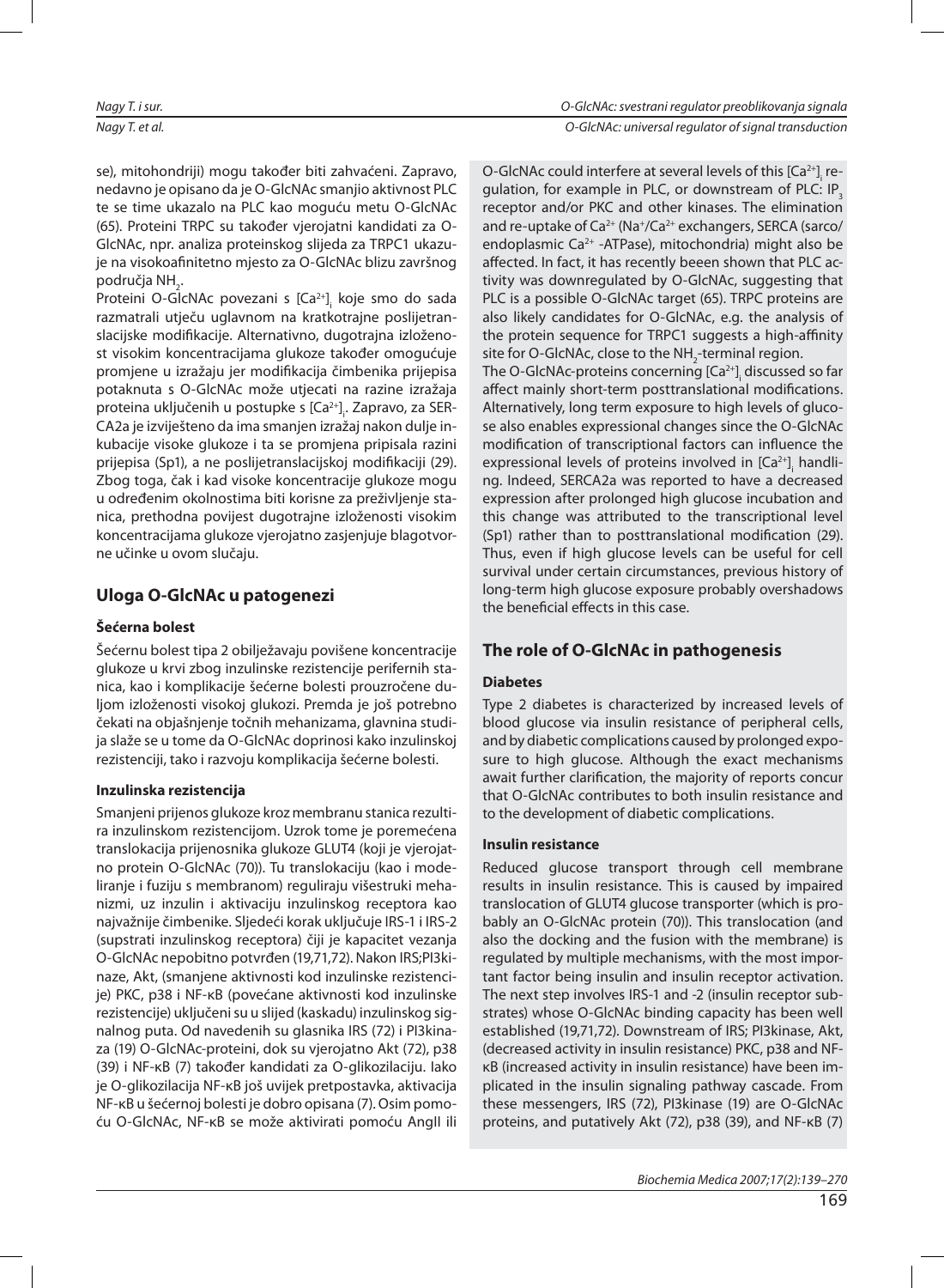se), mitohondriji) mogu također biti zahvaćeni. Zapravo, nedavno je opisano da je O-GlcNAc smanjio aktivnost PLC te se time ukazalo na PLC kao moguću metu O-GlcNAc (65). Proteini TRPC su također vjerojatni kandidati za O-GlcNAc, npr. analiza proteinskog slijeda za TRPC1 ukazuje na visokoafinitetno mjesto za O-GlcNAc blizu završnog područja $NH_2$.

Proteini O-GlcNAc povezani s $[Ca^{2+}]_i$ koje smo do sada razmatrali utječu uglavnom na kratkotrajne poslijetranslacijske modifikacije. Alternativno, dugotrajna izloženost visokim koncentracijama glukoze također omogućuje promjene u izražaju jer modifikacija čimbenika prijepisa potaknuta s O-GlcNAc može utjecati na razine izražaja proteina uključenih u postupke s $[Ca^{2+}]_i$. Zapravo, za SERCA2a je izviješteno da ima smanjen izražaj nakon dulje inkubacije visoke glukoze i ta se promjena pripisala razini prijepisa (Sp1), a ne poslijetranslacijskoj modifikaciji (29). Zbog toga, čak i kad visoke koncentracije glukoze mogu u određenim okolnostima biti korisne za preživljenje stanica, prethodna povijest dugotrajne izloženosti visokim koncentracijama glukoze vjerojatno zasjenjuje blagotvorne učinke u ovom slučaju.

## Uloga O-GlcNAc u patogenezi

### Šećerna bolest

Šećernu bolest tipa 2 obilježavaju povišene koncentracije glukoze u krvi zbog inzulinske rezistencije perifernih stanica, kao i komplikacije šećerne bolesti prouzročene duljom izloženosti visokoj glukozi. Premda je još potrebno čekati na objašnjenje točnih mehanizama, glavnina studija slaže se u tome da O-GlcNAc doprinosi kako inzulinskoj rezistenciji, tako i razvoju komplikacija šećerne bolesti.

### Inzulinska rezistencija

Smanjeni prijenos glukoze kroz membranu stanica rezultira inzulinskom rezistencijom. Uzrok tome je poremećena translokacija prijenosnika glukoze GLUT4 (koji je vjerojatno protein O-GlcNAc (70)). Tu translokaciju (kao i modeliranje i fuziju s membranom) reguliraju višestruki mehanizmi, uz inzulin i aktivaciju inzulinskog receptora kao najvažnije čimbenike. Sljedeći korak uključuje IRS-1 i IRS-2 (supstrati inzulinskog receptora) čiji je kapacitet vezanja O-GlcNAc nepobitno potvrđen (19,71,72). Nakon IRS;PI3kinaze, Akt, (smanjene aktivnosti kod inzulinske rezistencije) PKC, p38 i NF-κB (povećane aktivnosti kod inzulinske rezistencije) uključeni su u slijed (kaskadu) inzulinskog signalnog puta. Od navedenih su glasnika IRS (72) i PI3kinaza (19) O-GlcNAc-proteini, dok su vjerojatno Akt (72), p38 (39) i NF-κB (7) također kandidati za O-glikozilaciju. Iako je O-glikozilacija NF-κB još uvijek pretpostavka, aktivacija NF-κB u šećernoj bolesti je dobro opisana (7). Osim pomoću O-GlcNAc, NF-κB se može aktivirati pomoću AngII ili

O-GlcNAc could interfere at several levels of this $[Ca^{2+}]_i$ regulation, for example in PLC, or downstream of PLC: $IP_3$ receptor and/or PKC and other kinases. The elimination and re-uptake of $Ca^{2+}$ ($Na^+/Ca^{2+}$ exchangers, SERCA (sarco/endoplasmic $Ca^{2+}$ -ATPase), mitochondria) might also be affected. In fact, it has recently beeen shown that PLC activity was downregulated by O-GlcNAc, suggesting that PLC is a possible O-GlcNAc target (65). TRPC proteins are also likely candidates for O-GlcNAc, e.g. the analysis of the protein sequence for TRPC1 suggests a high-affinity site for O-GlcNAc, close to the $NH_2$-terminal region.

The O-GlcNAc-proteins concerning $[Ca^{2+}]_i$ discussed so far affect mainly short-term posttranslational modifications. Alternatively, long term exposure to high levels of glucose also enables expressional changes since the O-GlcNAc modification of transcriptional factors can influence the expressional levels of proteins involved in $[Ca^{2+}]_i$ handling. Indeed, SERCA2a was reported to have a decreased expression after prolonged high glucose incubation and this change was attributed to the transcriptional level (Sp1) rather than to posttranslational modification (29). Thus, even if high glucose levels can be useful for cell survival under certain circumstances, previous history of long-term high glucose exposure probably overshadows the beneficial effects in this case.

## The role of O-GlcNAc in pathogenesis

### Diabetes

Type 2 diabetes is characterized by increased levels of blood glucose via insulin resistance of peripheral cells, and by diabetic complications caused by prolonged exposure to high glucose. Although the exact mechanisms await further clarification, the majority of reports concur that O-GlcNAc contributes to both insulin resistance and to the development of diabetic complications.

### Insulin resistance

Reduced glucose transport through cell membrane results in insulin resistance. This is caused by impaired translocation of GLUT4 glucose transporter (which is probably an O-GlcNAc protein (70)). This translocation (and also the docking and the fusion with the membrane) is regulated by multiple mechanisms, with the most important factor being insulin and insulin receptor activation. The next step involves IRS-1 and -2 (insulin receptor substrates) whose O-GlcNAc binding capacity has been well established (19,71,72). Downstream of IRS; PI3kinase, Akt, (decreased activity in insulin resistance) PKC, p38 and NF-κB (increased activity in insulin resistance) have been implicated in the insulin signaling pathway cascade. From these messengers, IRS (72), PI3kinase (19) are O-GlcNAc proteins, and putatively Akt (72), p38 (39), and NF-κB (7)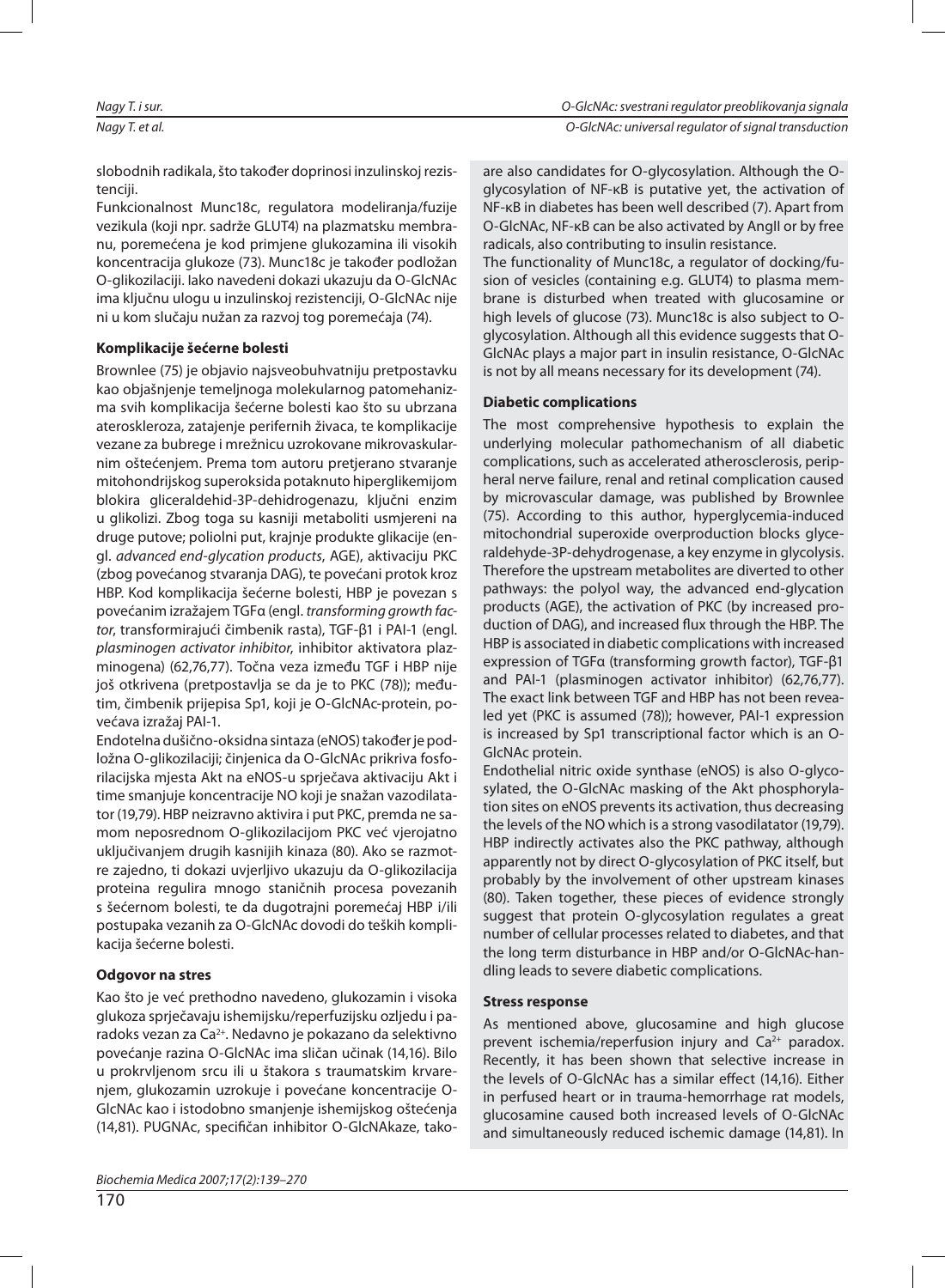slobodnih radikala, što također doprinosi inzulinskoj rezistenciji.

Funkcionalnost Munc18c, regulatora modeliranja/fuzije vezikula (koji npr. sadrže GLUT4) na plazmatsku membranu, poremećena je kod primjene glukozamina ili visokih koncentracija glukoze (73). Munc18c je također podložan O-glikozilaciji. Iako navedeni dokazi ukazuju da O-GlcNAc ima ključnu ulogu u inzulinskoj rezistenciji, O-GlcNAc nije ni u kom slučaju nužan za razvoj tog poremećaja (74).

**Komplikacije šećerne bolesti**

Brownlee (75) je objavio najsveobuhvatniju pretpostavku kao objašnjenje temeljnoga molekularnog patomehanizma svih komplikacija šećerne bolesti kao što su ubrzana ateroskleroza, zatajenje perifernih živaca, te komplikacije vezane za bubrege i mrežnicu uzrokovane mikrovaskularnim oštećenjem. Prema tom autoru pretjerano stvaranje mitohondrijskog superoksida potaknuto hiperglikemijom blokira gliceraldehid-3P-dehidrogenazu, ključni enzim u glikolizi. Zbog toga su kasniji metaboliti usmjereni na druge putove; poliolni put, krajnje produkte glikacije (engl. *advanced end-glycation products*, AGE), aktivaciju PKC (zbog povećanog stvaranja DAG), te povećani protok kroz HBP. Kod komplikacija šećerne bolesti, HBP je povezan s povećanim izražajem TGFα (engl. *transforming growth factor*, transformirajući čimbenik rasta), TGF-β1 i PAI-1 (engl. *plasminogen activator inhibitor*, inhibitor aktivatora plazminogena) (62,76,77). Točna veza između TGF i HBP nije još otkrivena (pretpostavlja se da je to PKC (78)); međutim, čimbenik prijepisa Sp1, koji je O-GlcNAc-protein, povećava izražaj PAI-1.

Endotelna dušično-oksidna sintaza (eNOS) također je podložna O-glikozilaciji; činjenica da O-GlcNAc prikriva fosforilacijska mjesta Akt na eNOS-u sprječava aktivaciju Akt i time smanjuje koncentracije NO koji je snažan vazodilatator (19,79). HBP neizravno aktivira i put PKC, premda ne samom neposrednom O-glikozilacijom PKC već vjerojatno uključivanjem drugih kasnijih kinaza (80). Ako se razmotre zajedno, ti dokazi uvjerljivo ukazuju da O-glikozilacija proteina regulira mnogo staničnih procesa povezanih s šećernom bolesti, te da dugotrajni poremećaj HBP i/ili postupaka vezanih za O-GlcNAc dovodi do teških komplikacija šećerne bolesti.

**Odgovor na stres**

Kao što je već prethodno navedeno, glukozamin i visoka glukoza sprječavaju ishemijsku/reperfuzijsku ozljedu i paradoks vezan za $Ca^{2+}$. Nedavno je pokazano da selektivno povećanje razina O-GlcNAc ima sličan učinak (14,16). Bilo u prokrvljenom srcu ili u štakora s traumatskim krvarenjem, glukozamin uzrokuje i povećane koncentracije O-GlcNAc kao i istodobno smanjenje ishemijskog oštećenja (14,81). PUGNAc, specifičan inhibitor O-GlcNAkaze, tako-

are also candidates for O-glycosylation. Although the O-glycosylation of NF-κB is putative yet, the activation of NF-κB in diabetes has been well described (7). Apart from O-GlcNAc, NF-κB can be also activated by AngII or by free radicals, also contributing to insulin resistance.

The functionality of Munc18c, a regulator of docking/fusion of vesicles (containing e.g. GLUT4) to plasma membrane is disturbed when treated with glucosamine or high levels of glucose (73). Munc18c is also subject to O-glycosylation. Although all this evidence suggests that O-GlcNAc plays a major part in insulin resistance, O-GlcNAc is not by all means necessary for its development (74).

**Diabetic complications**

The most comprehensive hypothesis to explain the underlying molecular pathomechanism of all diabetic complications, such as accelerated atherosclerosis, peripheral nerve failure, renal and retinal complication caused by microvascular damage, was published by Brownlee (75). According to this author, hyperglycemia-induced mitochondrial superoxide overproduction blocks glyceraldehyde-3P-dehydrogenase, a key enzyme in glycolysis. Therefore the upstream metabolites are diverted to other pathways: the polyol way, the advanced end-glycation products (AGE), the activation of PKC (by increased production of DAG), and increased flux through the HBP. The HBP is associated in diabetic complications with increased expression of TGFα (transforming growth factor), TGF-β1 and PAI-1 (plasminogen activator inhibitor) (62,76,77). The exact link between TGF and HBP has not been revealed yet (PKC is assumed (78)); however, PAI-1 expression is increased by Sp1 transcriptional factor which is an O-GlcNAc protein.

Endothelial nitric oxide synthase (eNOS) is also O-glycosylated, the O-GlcNAc masking of the Akt phosphorylation sites on eNOS prevents its activation, thus decreasing the levels of the NO which is a strong vasodilatator (19,79). HBP indirectly activates also the PKC pathway, although apparently not by direct O-glycosylation of PKC itself, but probably by the involvement of other upstream kinases (80). Taken together, these pieces of evidence strongly suggest that protein O-glycosylation regulates a great number of cellular processes related to diabetes, and that the long term disturbance in HBP and/or O-GlcNAc-handling leads to severe diabetic complications.

**Stress response**

As mentioned above, glucosamine and high glucose prevent ischemia/reperfusion injury and $Ca^{2+}$ paradox. Recently, it has been shown that selective increase in the levels of O-GlcNAc has a similar effect (14,16). Either in perfused heart or in trauma-hemorrhage rat models, glucosamine caused both increased levels of O-GlcNAc and simultaneously reduced ischemic damage (14,81). In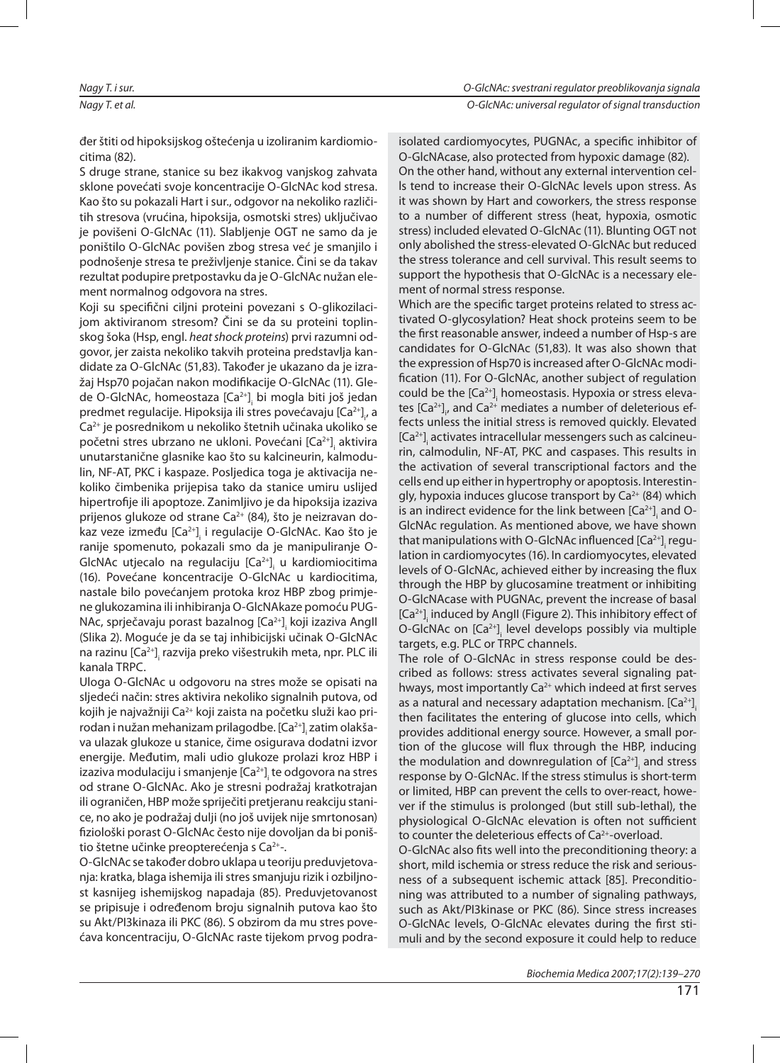đer štiti od hipoksijskog oštećenja u izoliranim kardiomiocitima (82).

S druge strane, stanice su bez ikakvog vanjskog zahvata sklone povećati svoje koncentracije O-GlcNAc kod stresa. Kao što su pokazali Hart i sur., odgovor na nekoliko različitih stresova (vrućina, hipoksija, osmotski stres) uključivao je povišeni O-GlcNAc (11). Slabljenje OGT ne samo da je poništilo O-GlcNAc povišen zbog stresa već je smanjilo i podnošenje stresa te preživljenje stanice. Čini se da takav rezultat podupire pretpostavku da je O-GlcNAc nužan element normalnog odgovora na stres.

Koji su specifični ciljni proteini povezani s O-glikozilacijom aktiviranom stresom? Čini se da su proteini toplinskog šoka (Hsp, engl. *heat shock proteins*) prvi razumni odgovor, jer zaista nekoliko takvih proteina predstavlja kandidate za O-GlcNAc (51,83). Također je ukazano da je izražaj Hsp70 pojačan nakon modifikacije O-GlcNAc (11). Glede O-GlcNAc, homeostaza $[Ca^{2+}]_i$ bi mogla biti još jedan predmet regulacije. Hipoksija ili stres povećavaju $[Ca^{2+}]_i$, a $Ca^{2+}$ je posrednikom u nekoliko štetnih učinaka ukoliko se početni stres ubrzano ne ukloni. Povećani $[Ca^{2+}]_i$ aktivira unutarstanične glasnike kao što su kalcineurin, kalmodulin, NF-AT, PKC i kaspaze. Posljedica toga je aktivacija nekoliko čimbenika prijepisa tako da stanice umiru uslijed hipertrofije ili apoptoze. Zanimljivo je da hipoksija izaziva prijenos glukoze od strane $Ca^{2+}$ (84), što je neizravan dokaz veze između $[Ca^{2+}]_i$ i regulacije O-GlcNAc. Kao što je ranije spomenuto, pokazali smo da je manipuliranje O-GlcNAc utjecalo na regulaciju $[Ca^{2+}]_i$ u kardiomiocitima (16). Povećane koncentracije O-GlcNAc u kardiocitima, nastale bilo povećanjem protoka kroz HBP zbog primjene glukozamina ili inhibiranja O-GlcNAkaze pomoću PUGNAc, sprječavaju porast bazalnog $[Ca^{2+}]_i$ koji izaziva AngII (Slika 2). Moguće je da se taj inhibicijski učinak O-GlcNAc na razinu $[Ca^{2+}]_i$ razvija preko višestrukih meta, npr. PLC ili kanala TRPC.

Uloga O-GlcNAc u odgovoru na stres može se opisati na sljedeći način: stres aktivira nekoliko signalnih putova, od kojih je najvažniji $Ca^{2+}$ koji zaista na početku služi kao prirodan i nužan mehanizam prilagodbe. $[Ca^{2+}]_i$ zatim olakšava ulazak glukoze u stanice, čime osigurava dodatni izvor energije. Međutim, mali udio glukoze prolazi kroz HBP i izaziva modulaciju i smanjenje $[Ca^{2+}]_i$ te odgovora na stres od strane O-GlcNAc. Ako je stresni podražaj kratkotrajan ili ograničen, HBP može spriječiti pretjeranu reakciju stanice, no ako je podražaj dulji (no još uvijek nije smrtonosan) fiziološki porast O-GlcNAc često nije dovoljan da bi poništio štetne učinke preopterećenja s $Ca^{2+}$-.

O-GlcNAc se također dobro uklapa u teoriju preduvjetovanja: kratka, blaga ishemija ili stres smanjuju rizik i ozbiljnost kasnijeg ishemijskog napadaja (85). Preduvjetovanost se pripisuje i određenom broju signalnih putova kao što su Akt/PI3kinaza ili PKC (86). S obzirom da mu stres povećava koncentraciju, O-GlcNAc raste tijekom prvog podra-

isolated cardiomyocytes, PUGNAc, a specific inhibitor of O-GlcNAcase, also protected from hypoxic damage (82).

On the other hand, without any external intervention cells tend to increase their O-GlcNAc levels upon stress. As it was shown by Hart and coworkers, the stress response to a number of different stress (heat, hypoxia, osmotic stress) included elevated O-GlcNAc (11). Blunting OGT not only abolished the stress-elevated O-GlcNAc but reduced the stress tolerance and cell survival. This result seems to support the hypothesis that O-GlcNAc is a necessary element of normal stress response.

Which are the specific target proteins related to stress activated O-glycosylation? Heat shock proteins seem to be the first reasonable answer, indeed a number of Hsp-s are candidates for O-GlcNAc (51,83). It was also shown that the expression of Hsp70 is increased after O-GlcNAc modification (11). For O-GlcNAc, another subject of regulation could be the $[Ca^{2+}]_i$ homeostasis. Hypoxia or stress elevates $[Ca^{2+}]_i$, and $Ca^{2+}$ mediates a number of deleterious effects unless the initial stress is removed quickly. Elevated $[Ca^{2+}]_i$ activates intracellular messengers such as calcineurin, calmodulin, NF-AT, PKC and caspases. This results in the activation of several transcriptional factors and the cells end up either in hypertrophy or apoptosis. Interestingly, hypoxia induces glucose transport by $Ca^{2+}$ (84) which is an indirect evidence for the link between $[Ca^{2+}]_i$ and O-GlcNAc regulation. As mentioned above, we have shown that manipulations with O-GlcNAc influenced $[Ca^{2+}]_i$ regulation in cardiomyocytes (16). In cardiomyocytes, elevated levels of O-GlcNAc, achieved either by increasing the flux through the HBP by glucosamine treatment or inhibiting O-GlcNAcase with PUGNAc, prevent the increase of basal $[Ca^{2+}]_i$ induced by AngII (Figure 2). This inhibitory effect of O-GlcNAc on $[Ca^{2+}]_i$ level develops possibly via multiple targets, e.g. PLC or TRPC channels.

The role of O-GlcNAc in stress response could be described as follows: stress activates several signaling pathways, most importantly $Ca^{2+}$ which indeed at first serves as a natural and necessary adaptation mechanism. $[Ca^{2+}]_i$ then facilitates the entering of glucose into cells, which provides additional energy source. However, a small portion of the glucose will flux through the HBP, inducing the modulation and downregulation of $[Ca^{2+}]_i$ and stress response by O-GlcNAc. If the stress stimulus is short-term or limited, HBP can prevent the cells to over-react, however if the stimulus is prolonged (but still sub-lethal), the physiological O-GlcNAc elevation is often not sufficient to counter the deleterious effects of $Ca^{2+}$-overload.

O-GlcNAc also fits well into the preconditioning theory: a short, mild ischemia or stress reduce the risk and seriousness of a subsequent ischemic attack [85]. Preconditioning was attributed to a number of signaling pathways, such as Akt/PI3kinase or PKC (86). Since stress increases O-GlcNAc levels, O-GlcNAc elevates during the first stimuli and by the second exposure it could help to reduce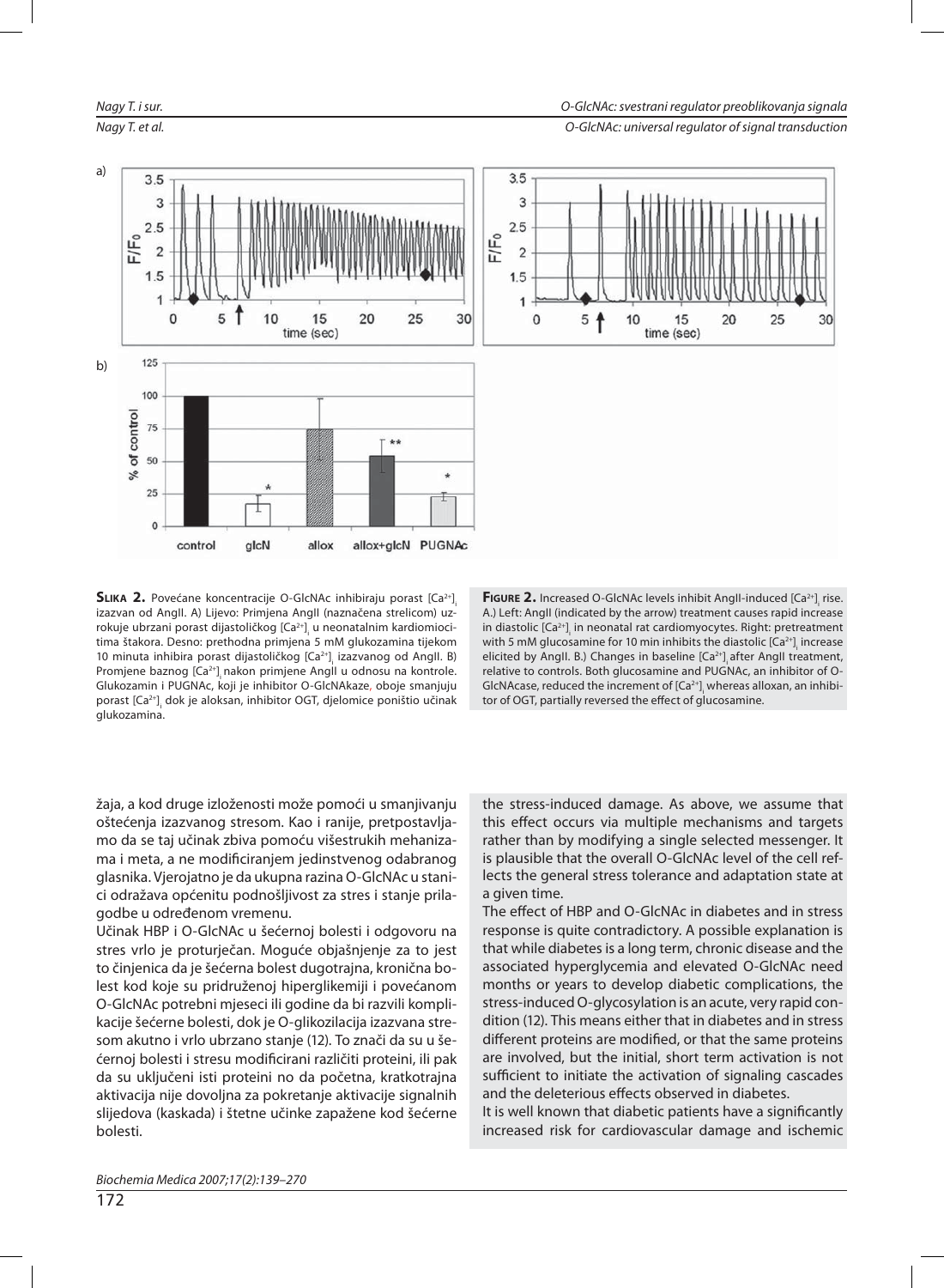**Slika 2.** Povećane koncentracije O-GlcNAc inhibiraju porast $[Ca^{2+}]_i$ izazvan od AngII. A) Lijevo: Primjena AngII (naznačena strelicom) uzrokuje ubrzani porast dijastoličkog $[Ca^{2+}]_i$ u neonatalnim kardiomiocitima štakora. Desno: prethodna primjena 5 mM glukozamina tijekom 10 minuta inhibira porast dijastoličkog $[Ca^{2+}]_i$ izazvanog od AngII. B) Promjene baznog $[Ca^{2+}]_i$ nakon primjene AngII u odnosu na kontrole. Glukozamin i PUGNAc, koji je inhibitor O-GlcNAkaze, oboje smanjuju porast $[Ca^{2+}]_i$ dok je aloksan, inhibitor OGT, djelomice poništio učinak glukozamina.

**Figure 2.** Increased O-GlcNAc levels inhibit AngII-induced $[Ca^{2+}]_i$ rise. A.) Left: AngII (indicated by the arrow) treatment causes rapid increase in diastolic $[Ca^{2+}]_i$ in neonatal rat cardiomyocytes. Right: pretreatment with 5 mM glucosamine for 10 min inhibits the diastolic $[Ca^{2+}]_i$ increase elicited by AngII. B.) Changes in baseline $[Ca^{2+}]_i$ after AngII treatment, relative to controls. Both glucosamine and PUGNAc, an inhibitor of O-GlcNAcase, reduced the increment of $[Ca^{2+}]_i$ whereas alloxan, an inhibitor of OGT, partially reversed the effect of glucosamine.

žaja, a kod druge izloženosti može pomoći u smanjivanju oštećenja izazvanog stresom. Kao i ranije, pretpostavljamo da se taj učinak zbiva pomoću višestrukih mehanizama i meta, a ne modificiranjem jedinstvenog odabranog glasnika. Vjerojatno je da ukupna razina O-GlcNAc u stanici odražava općenitu podnošljivost za stres i stanje prilagodbe u određenom vremenu.

Učinak HBP i O-GlcNAc u šećernoj bolesti i odgovoru na stres vrlo je proturječan. Moguće objašnjenje za to jest to činjenica da je šećerna bolest dugotrajna, kronična bolest kod koje su pridruženoj hiperglikemiji i povećanom O-GlcNAc potrebni mjeseci ili godine da bi razvili komplikacije šećerne bolesti, dok je O-glikozilacija izazvana stresom akutno i vrlo ubrzano stanje (12). To znači da su u šećernoj bolesti i stresu modificirani različiti proteini, ili pak da su uključeni isti proteini no da početna, kratkotrajna aktivacija nije dovoljna za pokretanje aktivacije signalnih slijedova (kaskada) i štetne učinke zapažene kod šećerne bolesti.

the stress-induced damage. As above, we assume that this effect occurs via multiple mechanisms and targets rather than by modifying a single selected messenger. It is plausible that the overall O-GlcNAc level of the cell reflects the general stress tolerance and adaptation state at a given time.

The effect of HBP and O-GlcNAc in diabetes and in stress response is quite contradictory. A possible explanation is that while diabetes is a long term, chronic disease and the associated hyperglycemia and elevated O-GlcNAc need months or years to develop diabetic complications, the stress-induced O-glycosylation is an acute, very rapid condition (12). This means either that in diabetes and in stress different proteins are modified, or that the same proteins are involved, but the initial, short term activation is not sufficient to initiate the activation of signaling cascades and the deleterious effects observed in diabetes.

It is well known that diabetic patients have a significantly increased risk for cardiovascular damage and ischemic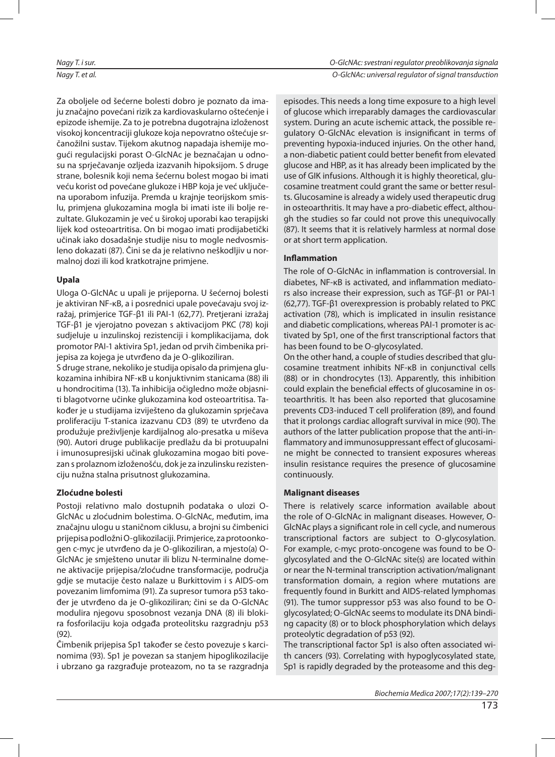Za oboljele od šećerne bolesti dobro je poznato da imaju značajno povećani rizik za kardiovaskularno oštećenje i epizode ishemije. Za to je potrebna dugotrajna izloženost visokoj koncentraciji glukoze koja nepovratno oštećuje srčanožilni sustav. Tijekom akutnog napadaja ishemije mogući regulacijski porast O-GlcNAc je beznačajan u odnosu na sprječavanje ozljeda izazvanih hipoksijom. S druge strane, bolesnik koji nema šećernu bolest mogao bi imati veću korist od povećane glukoze i HBP koja je već uključena uporabom infuzija. Premda u krajnje teorijskom smislu, primjena glukozamina mogla bi imati iste ili bolje rezultate. Glukozamin je već u širokoj uporabi kao terapijski lijek kod osteoartritisa. On bi mogao imati prodijabetički učinak iako dosadašnje studije nisu to mogle nedvosmisleno dokazati (87). Čini se da je relativno neškodljiv u normalnoj dozi ili kod kratkotrajne primjene.

**Upala**

Uloga O-GlcNAc u upali je prijeporna. U šećernoj bolesti je aktiviran NF-κB, a i posrednici upale povećavaju svoj izražaj, primjerice TGF-β1 ili PAI-1 (62,77). Pretjerani izražaj TGF-β1 je vjerojatno povezan s aktivacijom PKC (78) koji sudjeluje u inzulinskoj rezistenciji i komplikacijama, dok promotor PAI-1 aktivira Sp1, jedan od prvih čimbenika prijepisa za kojega je utvrđeno da je O-glikoziliran.

S druge strane, nekoliko je studija opisalo da primjena glukozamina inhibira NF-κB u konjuktivnim stanicama (88) ili u hondrocitima (13). Ta inhibicija očigledno može objasniti blagotvorne učinke glukozamina kod osteoartritisa. Također je u studijama izviješteno da glukozamin sprječava proliferaciju T-stanica izazvanu CD3 (89) te utvrđeno da produžuje preživljenje kardijalnog alo-presatka u miševa (90). Autori druge publikacije predlažu da bi protuupalni i imunosupresijski učinak glukozamina mogao biti povezan s prolaznom izloženošću, dok je za inzulinsku rezistenciju nužna stalna prisutnost glukozamina.

**Zloćudne bolesti**

Postoji relativno malo dostupnih podataka o ulozi O-GlcNAc u zloćudnim bolestima. O-GlcNAc, međutim, ima značajnu ulogu u staničnom ciklusu, a brojni su čimbenici prijepisa podložni O-glikozilaciji. Primjerice, za protoonkogen c-myc je utvrđeno da je O-glikoziliran, a mjesto(a) O-GlcNAc je smješteno unutar ili blizu N-terminalne domene aktivacije prijepisa/zloćudne transformacije, područja gdje se mutacije često nalaze u Burkittovim i s AIDS-om povezanim limfomima (91). Za supresor tumora p53 također je utvrđeno da je O-glikoziliran; čini se da O-GlcNAc modulira njegovu sposobnost vezanja DNA (8) ili blokira fosforilaciju koja odgađa proteolitsku razgradnju p53 (92).

Čimbenik prijepisa Sp1 također se često povezuje s karcinomima (93). Sp1 je povezan sa stanjem hipoglikozilacije i ubrzano ga razgrađuje proteazom, no ta se razgradnja

episodes. This needs a long time exposure to a high level of glucose which irreparably damages the cardiovascular system. During an acute ischemic attack, the possible regulatory O-GlcNAc elevation is insignificant in terms of preventing hypoxia-induced injuries. On the other hand, a non-diabetic patient could better benefit from elevated glucose and HBP, as it has already been implicated by the use of GIK infusions. Although it is highly theoretical, glucosamine treatment could grant the same or better results. Glucosamine is already a widely used therapeutic drug in osteoarthritis. It may have a pro-diabetic effect, although the studies so far could not prove this unequivocally (87). It seems that it is relatively harmless at normal dose or at short term application.

**Inflammation**

The role of O-GlcNAc in inflammation is controversial. In diabetes, NF-κB is activated, and inflammation mediators also increase their expression, such as TGF-β1 or PAI-1 (62,77). TGF-β1 overexpression is probably related to PKC activation (78), which is implicated in insulin resistance and diabetic complications, whereas PAI-1 promoter is activated by Sp1, one of the first transcriptional factors that has been found to be O-glycosylated.

On the other hand, a couple of studies described that glucosamine treatment inhibits NF-κB in conjunctival cells (88) or in chondrocytes (13). Apparently, this inhibition could explain the beneficial effects of glucosamine in osteoarthritis. It has been also reported that glucosamine prevents CD3-induced T cell proliferation (89), and found that it prolongs cardiac allograft survival in mice (90). The authors of the latter publication propose that the anti-inflammatory and immunosuppressant effect of glucosamine might be connected to transient exposures whereas insulin resistance requires the presence of glucosamine continuously.

**Malignant diseases**

There is relatively scarce information available about the role of O-GlcNAc in malignant diseases. However, O-GlcNAc plays a significant role in cell cycle, and numerous transcriptional factors are subject to O-glycosylation. For example, c-myc proto-oncogene was found to be O-glycosylated and the O-GlcNAc site(s) are located within or near the N-terminal transcription activation/malignant transformation domain, a region where mutations are frequently found in Burkitt and AIDS-related lymphomas (91). The tumor suppressor p53 was also found to be O-glycosylated; O-GlcNAc seems to modulate its DNA binding capacity (8) or to block phosphorylation which delays proteolytic degradation of p53 (92).

The transcriptional factor Sp1 is also often associated with cancers (93). Correlating with hypoglycosylated state, Sp1 is rapidly degraded by the proteasome and this deg-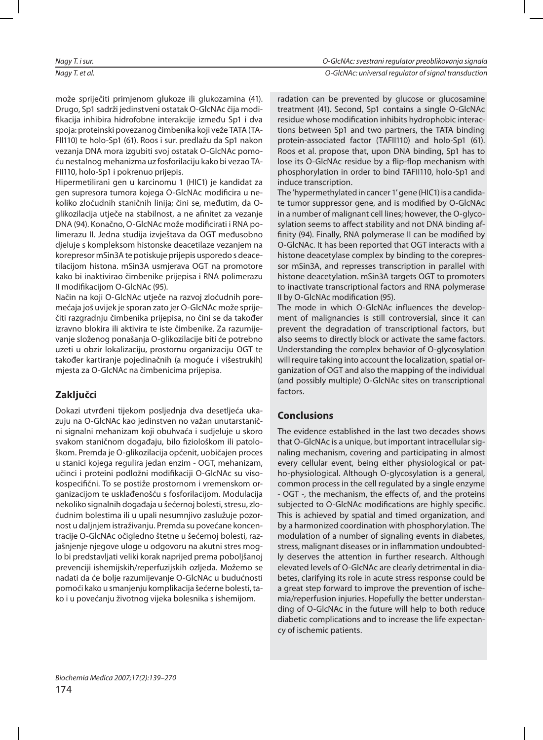može spriječiti primjenom glukoze ili glukozamina (41). Drugo, Sp1 sadrži jedinstveni ostatak O-GlcNAc čija modifikacija inhibira hidrofobne interakcije između Sp1 i dva spoja: proteinski povezanog čimbenika koji veže TATA (TAFII110) te holo-Sp1 (61). Roos i sur. predlažu da Sp1 nakon vezanja DNA mora izgubiti svoj ostatak O-GlcNAc pomoću nestalnog mehanizma uz fosforilaciju kako bi vezao TAFII110, holo-Sp1 i pokrenuo prijepis.

Hipermetilirani gen u karcinomu 1 (HIC1) je kandidat za gen supresora tumora kojega O-GlcNAc modificira u nekoliko zloćudnih staničnih linija; čini se, međutim, da O-glikozilacija utječe na stabilnost, a ne afinitet za vezanje DNA (94). Konačno, O-GlcNAc može modificirati i RNA polimerazu II. Jedna studija izvještava da OGT međusobno djeluje s kompleksom histonske deacetilaze vezanjem na korepresor mSin3A te potiskuje prijepis usporedo s deacetilacijom histona. mSin3A usmjerava OGT na promotore kako bi inaktivirao čimbenike prijepisa i RNA polimerazu II modifikacijom O-GlcNAc (95).

Način na koji O-GlcNAc utječe na razvoj zloćudnih poremećaja još uvijek je sporan zato jer O-GlcNAc može spriječiti razgradnju čimbenika prijepisa, no čini se da također izravno blokira ili aktivira te iste čimbenike. Za razumijevanje složenog ponašanja O-glikozilacije biti će potrebno uzeti u obzir lokalizaciju, prostornu organizaciju OGT te također kartiranje pojedinačnih (a moguće i višestrukih) mjesta za O-GlcNAc na čimbenicima prijepisa.

## Zaključci

Dokazi utvrđeni tijekom posljednja dva desetljeća ukazuju na O-GlcNAc kao jedinstven no važan unutarstanični signalni mehanizam koji obuhvaća i sudjeluje u skoro svakom staničnom događaju, bilo fiziološkom ili patološkom. Premda je O-glikozilacija općenit, uobičajen proces u stanici kojega regulira jedan enzim - OGT, mehanizam, učinci i proteini podložni modifikaciji O-GlcNAc su visokospecifični. To se postiže prostornom i vremenskom organizacijom te usklađenošću s fosforilacijom. Modulacija nekoliko signalnih događaja u šećernoj bolesti, stresu, zloćudnim bolestima ili u upali nesumnjivo zaslužuje pozornost u daljnjem istraživanju. Premda su povećane koncentracije O-GlcNAc očigledno štetne u šećernoj bolesti, razjašnjenje njegove uloge u odgovoru na akutni stres moglo bi predstavljati veliki korak naprijed prema poboljšanoj prevenciji ishemijskih/reperfuzijskih ozljeda. Možemo se nadati da će bolje razumijevanje O-GlcNAc u budućnosti pomoći kako u smanjenju komplikacija šećerne bolesti, tako i u povećanju životnog vijeka bolesnika s ishemijom.

radation can be prevented by glucose or glucosamine treatment (41). Second, Sp1 contains a single O-GlcNAc residue whose modification inhibits hydrophobic interactions between Sp1 and two partners, the TATA binding protein-associated factor (TAFII110) and holo-Sp1 (61). Roos et al. propose that, upon DNA binding, Sp1 has to lose its O-GlcNAc residue by a flip-flop mechanism with phosphorylation in order to bind TAFII110, holo-Sp1 and induce transcription.

The 'hypermethylated in cancer 1' gene (HIC1) is a candidate tumor suppressor gene, and is modified by O-GlcNAc in a number of malignant cell lines; however, the O-glycosylation seems to affect stability and not DNA binding affinity (94). Finally, RNA polymerase II can be modified by O-GlcNAc. It has been reported that OGT interacts with a histone deacetylase complex by binding to the corepressor mSin3A, and represses transcription in parallel with histone deacetylation. mSin3A targets OGT to promoters to inactivate transcriptional factors and RNA polymerase II by O-GlcNAc modification (95).

The mode in which O-GlcNAc influences the development of malignancies is still controversial, since it can prevent the degradation of transcriptional factors, but also seems to directly block or activate the same factors. Understanding the complex behavior of O-glycosylation will require taking into account the localization, spatial organization of OGT and also the mapping of the individual (and possibly multiple) O-GlcNAc sites on transcriptional factors.

## Conclusions

The evidence established in the last two decades shows that O-GlcNAc is a unique, but important intracellular signaling mechanism, covering and participating in almost every cellular event, being either physiological or patho-physiological. Although O-glycosylation is a general, common process in the cell regulated by a single enzyme - OGT -, the mechanism, the effects of, and the proteins subjected to O-GlcNAc modifications are highly specific. This is achieved by spatial and timed organization, and by a harmonized coordination with phosphorylation. The modulation of a number of signaling events in diabetes, stress, malignant diseases or in inflammation undoubtedly deserves the attention in further research. Although elevated levels of O-GlcNAc are clearly detrimental in diabetes, clarifying its role in acute stress response could be a great step forward to improve the prevention of ischemia/reperfusion injuries. Hopefully the better understanding of O-GlcNAc in the future will help to both reduce diabetic complications and to increase the life expectancy of ischemic patients.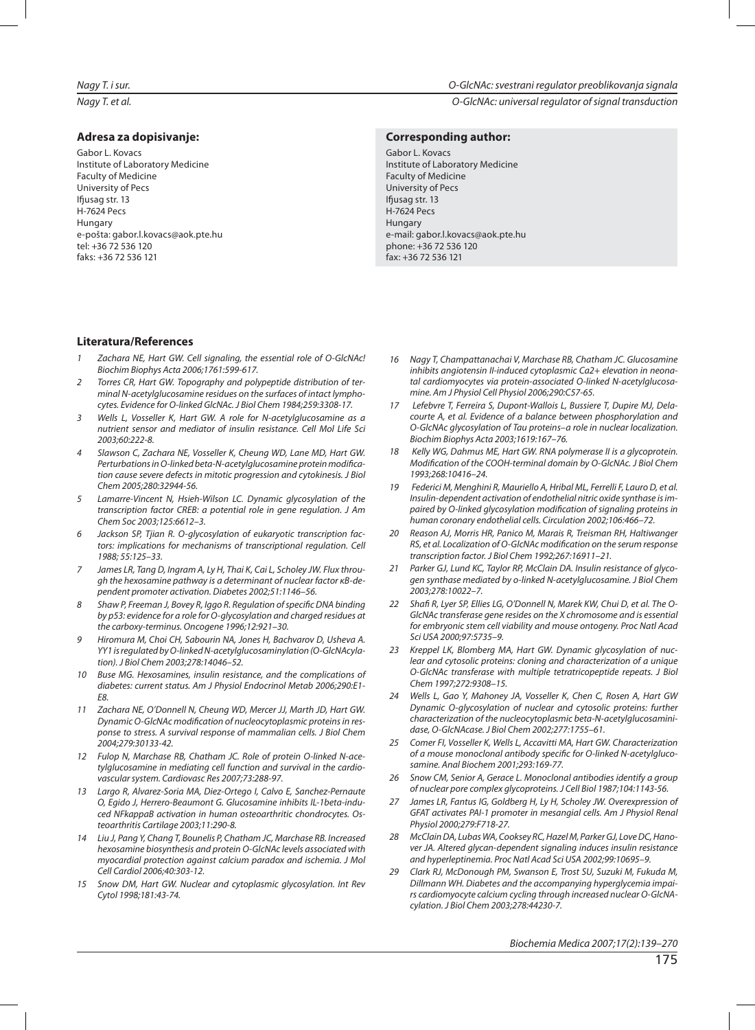**Adresa za dopisivanje:**

Gabor L. Kovacs
Institute of Laboratory Medicine
Faculty of Medicine
University of Pecs
Ifjusag str. 13
H-7624 Pecs
Hungary
e-pošta: gabor.l.kovacs@aok.pte.hu
tel: +36 72 536 120
faks: +36 72 536 121

**Corresponding author:**

Gabor L. Kovacs
Institute of Laboratory Medicine
Faculty of Medicine
University of Pecs
Ifjusag str. 13
H-7624 Pecs
Hungary
e-mail: gabor.l.kovacs@aok.pte.hu
phone: +36 72 536 120
fax: +36 72 536 121

## Literatura/References

1. *Zachara NE, Hart GW. Cell signaling, the essential role of O-GlcNAc! Biochim Biophys Acta 2006;1761:599-617.*
2. *Torres CR, Hart GW. Topography and polypeptide distribution of terminal N-acetylglucosamine residues on the surfaces of intact lymphocytes. Evidence for O-linked GlcNAc. J Biol Chem 1984;259:3308-17.*
3. *Wells L, Vosseller K, Hart GW. A role for N-acetylglucosamine as a nutrient sensor and mediator of insulin resistance. Cell Mol Life Sci 2003;60:222-8.*
4. *Slawson C, Zachara NE, Vosseller K, Cheung WD, Lane MD, Hart GW. Perturbations in O-linked beta-N-acetylglucosamine protein modification cause severe defects in mitotic progression and cytokinesis. J Biol Chem 2005;280:32944-56.*
5. *Lamarre-Vincent N, Hsieh-Wilson LC. Dynamic glycosylation of the transcription factor CREB: a potential role in gene regulation. J Am Chem Soc 2003;125:6612–3.*
6. *Jackson SP, Tjian R. O-glycosylation of eukaryotic transcription factors: implications for mechanisms of transcriptional regulation. Cell 1988; 55:125–33.*
7. *James LR, Tang D, Ingram A, Ly H, Thai K, Cai L, Scholey JW. Flux through the hexosamine pathway is a determinant of nuclear factor κB-dependent promoter activation. Diabetes 2002;51:1146–56.*
8. *Shaw P, Freeman J, Bovey R, Iggo R. Regulation of specific DNA binding by p53: evidence for a role for O-glycosylation and charged residues at the carboxy-terminus. Oncogene 1996;12:921–30.*
9. *Hiromura M, Choi CH, Sabourin NA, Jones H, Bachvarov D, Usheva A. YY1 is regulated by O-linked N-acetylglucosaminylation (O-GlcNAcylation). J Biol Chem 2003;278:14046–52.*
10. *Buse MG. Hexosamines, insulin resistance, and the complications of diabetes: current status. Am J Physiol Endocrinol Metab 2006;290:E1-E8.*
11. *Zachara NE, O'Donnell N, Cheung WD, Mercer JJ, Marth JD, Hart GW. Dynamic O-GlcNAc modification of nucleocytoplasmic proteins in response to stress. A survival response of mammalian cells. J Biol Chem 2004;279:30133-42.*
12. *Fulop N, Marchase RB, Chatham JC. Role of protein O-linked N-acetylglucosamine in mediating cell function and survival in the cardiovascular system. Cardiovasc Res 2007;73:288-97.*
13. *Largo R, Alvarez-Soria MA, Diez-Ortego I, Calvo E, Sanchez-Pernaute O, Egido J, Herrero-Beaumont G. Glucosamine inhibits IL-1beta-induced NFkappaB activation in human osteoarthritic chondrocytes. Osteoarthritis Cartilage 2003;11:290-8.*
14. *Liu J, Pang Y, Chang T, Bounelis P, Chatham JC, Marchase RB. Increased hexosamine biosynthesis and protein O-GlcNAc levels associated with myocardial protection against calcium paradox and ischemia. J Mol Cell Cardiol 2006;40:303-12.*
15. *Snow DM, Hart GW. Nuclear and cytoplasmic glycosylation. Int Rev Cytol 1998;181:43-74.*
16. *Nagy T, Champattanachai V, Marchase RB, Chatham JC. Glucosamine inhibits angiotensin II-induced cytoplasmic Ca2+ elevation in neonatal cardiomyocytes via protein-associated O-linked N-acetylglucosamine. Am J Physiol Cell Physiol 2006;290:C57-65.*
17. *Lefebvre T, Ferreira S, Dupont-Wallois L, Bussiere T, Dupire MJ, Delacourte A, et al. Evidence of a balance between phosphorylation and O-GlcNAc glycosylation of Tau proteins–a role in nuclear localization. Biochim Biophys Acta 2003;1619:167–76.*
18. *Kelly WG, Dahmus ME, Hart GW. RNA polymerase II is a glycoprotein. Modification of the COOH-terminal domain by O-GlcNAc. J Biol Chem 1993;268:10416–24.*
19. *Federici M, Menghini R, Mauriello A, Hribal ML, Ferrelli F, Lauro D, et al. Insulin-dependent activation of endothelial nitric oxide synthase is impaired by O-linked glycosylation modification of signaling proteins in human coronary endothelial cells. Circulation 2002;106:466–72.*
20. *Reason AJ, Morris HR, Panico M, Marais R, Treisman RH, Haltiwanger RS, et al. Localization of O-GlcNAc modification on the serum response transcription factor. J Biol Chem 1992;267:16911–21.*
21. *Parker GJ, Lund KC, Taylor RP, McClain DA. Insulin resistance of glycogen synthase mediated by o-linked N-acetylglucosamine. J Biol Chem 2003;278:10022–7.*
22. *Shafi R, Iyer SP, Ellies LG, O'Donnell N, Marek KW, Chui D, et al. The O-GlcNAc transferase gene resides on the X chromosome and is essential for embryonic stem cell viability and mouse ontogeny. Proc Natl Acad Sci USA 2000;97:5735–9.*
23. *Kreppel LK, Blomberg MA, Hart GW. Dynamic glycosylation of nuclear and cytosolic proteins: cloning and characterization of a unique O-GlcNAc transferase with multiple tetratricopeptide repeats. J Biol Chem 1997;272:9308–15.*
24. *Wells L, Gao Y, Mahoney JA, Vosseller K, Chen C, Rosen A, Hart GW Dynamic O-glycosylation of nuclear and cytosolic proteins: further characterization of the nucleocytoplasmic beta-N-acetylglucosaminidase, O-GlcNAcase. J Biol Chem 2002;277:1755–61.*
25. *Comer FI, Vosseller K, Wells L, Accavitti MA, Hart GW. Characterization of a mouse monoclonal antibody specific for O-linked N-acetylglucosamine. Anal Biochem 2001;293:169-77.*
26. *Snow CM, Senior A, Gerace L. Monoclonal antibodies identify a group of nuclear pore complex glycoproteins. J Cell Biol 1987;104:1143-56.*
27. *James LR, Fantus IG, Goldberg H, Ly H, Scholey JW. Overexpression of GFAT activates PAI-1 promoter in mesangial cells. Am J Physiol Renal Physiol 2000;279:F718-27.*
28. *McClain DA, Lubas WA, Cooksey RC, Hazel M, Parker GJ, Love DC, Hanover JA. Altered glycan-dependent signaling induces insulin resistance and hyperleptinemia. Proc Natl Acad Sci USA 2002;99:10695–9.*
29. *Clark RJ, McDonough PM, Swanson E, Trost SU, Suzuki M, Fukuda M, Dillmann WH. Diabetes and the accompanying hyperglycemia impairs cardiomyocyte calcium cycling through increased nuclear O-GlcNAcylation. J Biol Chem 2003;278:44230-7.*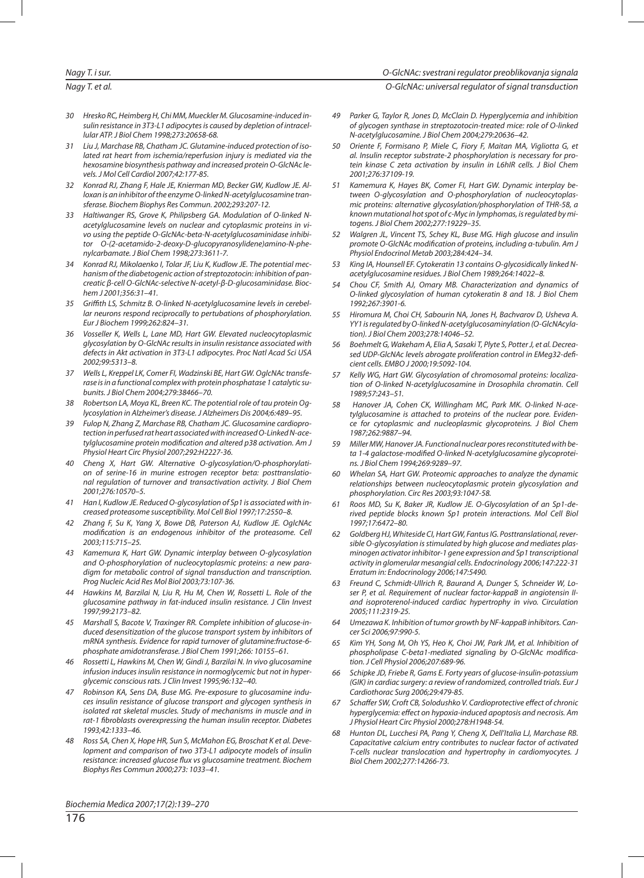30 Hresko RC, Heimberg H, Chi MM, Mueckler M. Glucosamine-induced insulin resistance in 3T3-L1 adipocytes is caused by depletion of intracellular ATP. J Biol Chem 1998;273:20658-68.

31 Liu J, Marchase RB, Chatham JC. Glutamine-induced protection of isolated rat heart from ischemia/reperfusion injury is mediated via the hexosamine biosynthesis pathway and increased protein O-GlcNAc levels. J Mol Cell Cardiol 2007;42:177-85.

32 Konrad RJ, Zhang F, Hale JE, Knierman MD, Becker GW, Kudlow JE. Alloxan is an inhibitor of the enzyme O-linked N-acetylglucosamine transferase. Biochem Biophys Res Commun. 2002;293:207-12.

33 Haltiwanger RS, Grove K, Philipsberg GA. Modulation of O-linked N-acetylglucosamine levels on nuclear and cytoplasmic proteins in vivo using the peptide O-GlcNAc-beta-N-acetylglucosaminidase inhibitor O-(2-acetamido-2-deoxy-D-glucopyranosylidene)amino-N-phenylcarbamate. J Biol Chem 1998;273:3611-7.

34 Konrad RJ, Mikolaenko I, Tolar JF, Liu K, Kudlow JE. The potential mechanism of the diabetogenic action of streptozotocin: inhibition of pancreatic β-cell O-GlcNAc-selective N-acetyl-β-D-glucosaminidase. Biochem J 2001;356:31–41.

35 Griffith LS, Schmitz B. O-linked N-acetylglucosamine levels in cerebellar neurons respond reciprocally to pertubations of phosphorylation. Eur J Biochem 1999;262:824–31.

36 Vosseller K, Wells L, Lane MD, Hart GW. Elevated nucleocytoplasmic glycosylation by O-GlcNAc results in insulin resistance associated with defects in Akt activation in 3T3-L1 adipocytes. Proc Natl Acad Sci USA 2002;99:5313–8.

37 Wells L, Kreppel LK, Comer FI, Wadzinski BE, Hart GW. OglcNac transferase is in a functional complex with protein phosphatase 1 catalytic subunits. J Biol Chem 2004;279:38466–70.

38 Robertson LA, Moya KL, Breen KC. The potential role of tau protein Oglycosylation in Alzheimer's disease. J Alzheimers Dis 2004;6:489–95.

39 Fulop N, Zhang Z, Marchase RB, Chatham JC. Glucosamine cardioprotection in perfused rat heart associated with increased O-Linked N-acetylglucosamine protein modification and altered p38 activation. Am J Physiol Heart Circ Physiol 2007;292:H2227-36.

40 Cheng X, Hart GW. Alternative O-glycosylation/O-phosphorylation of serine-16 in murine estrogen receptor beta: posttranslational regulation of turnover and transactivation activity. J Biol Chem 2001;276:10570–5.

41 Han I, Kudlow JE. Reduced O-glycosylation of Sp1 is associated with increased proteasome susceptibility. Mol Cell Biol 1997;17:2550–8.

42 Zhang F, Su K, Yang X, Bowe DB, Paterson AJ, Kudlow JE. OglcNAc modification is an endogenous inhibitor of the proteasome. Cell 2003;115:715–25.

43 Kamemura K, Hart GW. Dynamic interplay between O-glycosylation and O-phosphorylation of nucleocytoplasmic proteins: a new paradigm for metabolic control of signal transduction and transcription. Prog Nucleic Acid Res Mol Biol 2003;73:107-36.

44 Hawkins M, Barzilai N, Liu R, Hu M, Chen W, Rossetti L. Role of the glucosamine pathway in fat-induced insulin resistance. J Clin Invest 1997;99:2173–82.

45 Marshall S, Bacote V, Traxinger RR. Complete inhibition of glucose-induced desensitization of the glucose transport system by inhibitors of mRNA synthesis. Evidence for rapid turnover of glutamine:fructose-6-phosphate amidotransferase. J Biol Chem 1991;266: 10155–61.

46 Rossetti L, Hawkins M, Chen W, Gindi J, Barzilai N. In vivo glucosamine infusion induces insulin resistance in normoglycemic but not in hyperglycemic conscious rats. J Clin Invest 1995;96:132–40.

47 Robinson KA, Sens DA, Buse MG. Pre-exposure to glucosamine induces insulin resistance of glucose transport and glycogen synthesis in isolated rat skeletal muscles. Study of mechanisms in muscle and in rat-1 fibroblasts overexpressing the human insulin receptor. Diabetes 1993;42:1333–46.

48 Ross SA, Chen X, Hope HR, Sun S, McMahon EG, Broschat K et al. Development and comparison of two 3T3-L1 adipocyte models of insulin resistance: increased glucose flux vs glucosamine treatment. Biochem Biophys Res Commun 2000;273: 1033–41.

49 Parker G, Taylor R, Jones D, McClain D. Hyperglycemia and inhibition of glycogen synthase in streptozotocin-treated mice: role of O-linked N-acetylglucosamine. J Biol Chem 2004;279:20636–42.

50 Oriente F, Formisano P, Miele C, Fiory F, Maitan MA, Vigliotta G, et al. Insulin receptor substrate-2 phosphorylation is necessary for protein kinase C zeta activation by insulin in L6hIR cells. J Biol Chem 2001;276:37109-19.

51 Kamemura K, Hayes BK, Comer FI, Hart GW. Dynamic interplay between O-glycosylation and O-phosphorylation of nucleocytoplasmic proteins: alternative glycosylation/phosphorylation of THR-58, a known mutational hot spot of c-Myc in lymphomas, is regulated by mitogens. J Biol Chem 2002;277:19229–35.

52 Walgren JL, Vincent TS, Schey KL, Buse MG. High glucose and insulin promote O-GlcNAc modification of proteins, including a-tubulin. Am J Physiol Endocrinol Metab 2003;284:424–34.

53 King IA, Hounsell EF. Cytokeratin 13 contains O-glycosidically linked N-acetylglucosamine residues. J Biol Chem 1989;264:14022–8.

54 Chou CF, Smith AJ, Omary MB. Characterization and dynamics of O-linked glycosylation of human cytokeratin 8 and 18. J Biol Chem 1992;267:3901-6.

55 Hiromura M, Choi CH, Sabourin NA, Jones H, Bachvarov D, Usheva A. YY1 is regulated by O-linked N-acetylglucosaminylation (O-GlcNAcylation). J Biol Chem 2003;278:14046–52.

56 Boehmelt G, Wakeham A, Elia A, Sasaki T, Plyte S, Potter J, et al. Decreased UDP-GlcNAc levels abrogate proliferation control in EMeg32-deficient cells. EMBO J 2000;19:5092-104.

57 Kelly WG, Hart GW. Glycosylation of chromosomal proteins: localization of O-linked N-acetylglucosamine in Drosophila chromatin. Cell 1989;57:243–51.

58 Hanover JA, Cohen CK, Willingham MC, Park MK. O-linked N-acetylglucosamine is attached to proteins of the nuclear pore. Evidence for cytoplasmic and nucleoplasmic glycoproteins. J Biol Chem 1987;262:9887–94.

59 Miller MW, Hanover JA. Functional nuclear pores reconstituted with beta 1-4 galactose-modified O-linked N-acetylglucosamine glycoproteins. J Biol Chem 1994;269:9289–97.

60 Whelan SA, Hart GW. Proteomic approaches to analyze the dynamic relationships between nucleocytoplasmic protein glycosylation and phosphorylation. Circ Res 2003;93:1047-58.

61 Roos MD, Su K, Baker JR, Kudlow JE. O-Glycosylation of an Sp1-derived peptide blocks known Sp1 protein interactions. Mol Cell Biol 1997;17:6472–80.

62 Goldberg HJ, Whiteside CI, Hart GW, Fantus IG. Posttranslational, reversible O-glycosylation is stimulated by high glucose and mediates plasminogen activator inhibitor-1 gene expression and Sp1 transcriptional activity in glomerular mesangial cells. Endocrinology 2006;147:222-31 Erratum in: Endocrinology 2006;147:5490.

63 Freund C, Schmidt-Ullrich R, Baurand A, Dunger S, Schneider W, Loser P, et al. Requirement of nuclear factor-kappaB in angiotensin II- and isoproterenol-induced cardiac hypertrophy in vivo. Circulation 2005;111:2319-25.

64 Umezawa K. Inhibition of tumor growth by NF-kappaB inhibitors. Cancer Sci 2006;97:990-5.

65 Kim YH, Song M, Oh YS, Heo K, Choi JW, Park JM, et al. Inhibition of phospholipase C-beta1-mediated signaling by O-GlcNAc modification. J Cell Physiol 2006;207:689-96.

66 Schipke JD, Friebe R, Gams E. Forty years of glucose-insulin-potassium (GIK) in cardiac surgery: a review of randomized, controlled trials. Eur J Cardiothorac Surg 2006;29:479-85.

67 Schaffer SW, Croft CB, Solodushko V. Cardioprotective effect of chronic hyperglycemia: effect on hypoxia-induced apoptosis and necrosis. Am J Physiol Heart Circ Physiol 2000;278:H1948-54.

68 Hunton DL, Lucchesi PA, Pang Y, Cheng X, Dell'Italia LJ, Marchase RB. Capacitative calcium entry contributes to nuclear factor of activated T-cells nuclear translocation and hypertrophy in cardiomyocytes. J Biol Chem 2002;277:14266-73.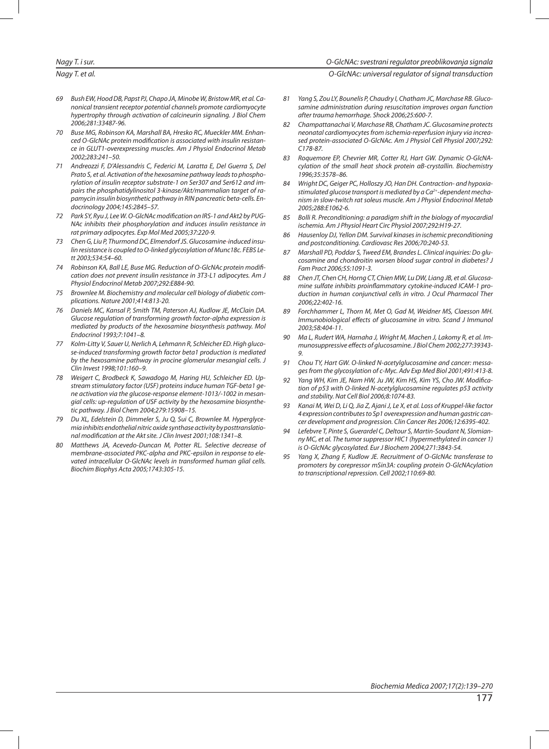69 Bush EW, Hood DB, Papst PJ, Chapo JA, Minobe W, Bristow MR, et al. Canonical transient receptor potential channels promote cardiomyocyte hypertrophy through activation of calcineurin signaling. J Biol Chem 2006;281:33487-96.

70 Buse MG, Robinson KA, Marshall BA, Hresko RC, Mueckler MM. Enhanced O-GlcNAc protein modification is associated with insulin resistance in GLUT1-overexpressing muscles. Am J Physiol Endocrinol Metab 2002;283:241–50.

71 Andreozzi F, D'Alessandris C, Federici M, Laratta E, Del Guerra S, Del Prato S, et al. Activation of the hexosamine pathway leads to phosphorylation of insulin receptor substrate-1 on Ser307 and Ser612 and impairs the phosphatidylinositol 3-kinase/Akt/mammalian target of rapamycin insulin biosynthetic pathway in RIN pancreatic beta-cells. Endocrinology 2004;145:2845–57.

72 Park SY, Ryu J, Lee W. O-GlcNAc modification on IRS-1 and Akt2 by PUGNAc inhibits their phosphorylation and induces insulin resistance in rat primary adipocytes. Exp Mol Med 2005;37:220-9.

73 Chen G, Liu P, Thurmond DC, Elmendorf JS. Glucosamine-induced insulin resistance is coupled to O-linked glycosylation of Munc18c. FEBS Lett 2003;534:54–60.

74 Robinson KA, Ball LE, Buse MG. Reduction of O-GlcNAc protein modification does not prevent insulin resistance in 3T3-L1 adipocytes. Am J Physiol Endocrinol Metab 2007;292:E884-90.

75 Brownlee M. Biochemistry and molecular cell biology of diabetic complications. Nature 2001;414:813-20.

76 Daniels MC, Kansal P, Smith TM, Paterson AJ, Kudlow JE, McClain DA. Glucose regulation of transforming growth factor-alpha expression is mediated by products of the hexosamine biosynthesis pathway. Mol Endocrinol 1993;7:1041–8.

77 Kolm-Litty V, Sauer U, Nerlich A, Lehmann R, Schleicher ED. High glucose-induced transforming growth factor beta1 production is mediated by the hexosamine pathway in procine glomerular mesangial cells. J Clin Invest 1998;101:160–9.

78 Weigert C, Brodbeck K, Sawadogo M, Haring HU, Schleicher ED. Upstream stimulatory factor (USF) proteins induce human TGF-beta1 gene activation via the glucose-response element-1013/-1002 in mesangial cells: up-regulation of USF activity by the hexosamine biosynthetic pathway. J Biol Chem 2004;279:15908–15.

79 Du XL, Edelstein D, Dimmeler S, Ju Q, Sui C, Brownlee M. Hyperglycemia inhibits endothelial nitric oxide synthase activity by posttranslational modification at the Akt site. J Clin Invest 2001;108:1341–8.

80 Matthews JA, Acevedo-Duncan M, Potter RL. Selective decrease of membrane-associated PKC-alpha and PKC-epsilon in response to elevated intracellular O-GlcNAc levels in transformed human glial cells. Biochim Biophys Acta 2005;1743:305-15.

81 Yang S, Zou LY, Bounelis P, Chaudry I, Chatham JC, Marchase RB. Glucosamine administration during resuscitation improves organ function after trauma hemorrhage. Shock 2006;25:600-7.

82 Champattanachai V, Marchase RB, Chatham JC. Glucosamine protects neonatal cardiomyocytes from ischemia-reperfusion injury via increased protein-associated O-GlcNAc. Am J Physiol Cell Physiol 2007;292: C178-87.

83 Roquemore EP, Chevrier MR, Cotter RJ, Hart GW. Dynamic O-GlcNAcylation of the small heat shock protein aB-crystallin. Biochemistry 1996;35:3578–86.

84 Wright DC, Geiger PC, Holloszy JO, Han DH. Contraction- and hypoxia-stimulated glucose transport is mediated by a $Ca^{2+}$-dependent mechanism in slow-twitch rat soleus muscle. Am J Physiol Endocrinol Metab 2005;288:E1062-6.

85 Bolli R. Preconditioning: a paradigm shift in the biology of myocardial ischemia. Am J Physiol Heart Circ Physiol 2007;292:H19-27.

86 Hausenloy DJ, Yellon DM. Survival kinases in ischemic preconditioning and postconditioning. Cardiovasc Res 2006;70:240-53.

87 Marshall PD, Poddar S, Tweed EM, Brandes L. Clinical inquiries: Do glucosamine and chondroitin worsen blood sugar control in diabetes? J Fam Pract 2006;55:1091-3.

88 Chen JT, Chen CH, Horng CT, Chien MW, Lu DW, Liang JB, et al. Glucosamine sulfate inhibits proinflammatory cytokine-induced ICAM-1 production in human conjunctival cells in vitro. J Ocul Pharmacol Ther 2006;22:402-16.

89 Forchhammer L, Thorn M, Met O, Gad M, Weidner MS, Claesson MH. Immunobiological effects of glucosamine in vitro. Scand J Immunol 2003;58:404-11.

90 Ma L, Rudert WA, Harnaha J, Wright M, Machen J, Lakomy R, et al. Immunosuppressive effects of glucosamine. J Biol Chem 2002;277:39343-9.

91 Chou TY, Hart GW. O-linked N-acetylglucosamine and cancer: messages from the glycosylation of c-Myc. Adv Exp Med Biol 2001;491:413-8.

92 Yang WH, Kim JE, Nam HW, Ju JW, Kim HS, Kim YS, Cho JW. Modification of p53 with O-linked N-acetylglucosamine regulates p53 activity and stability. Nat Cell Biol 2006;8:1074-83.

93 Kanai M, Wei D, Li Q, Jia Z, Ajani J, Le X, et al. Loss of Kruppel-like factor 4 expression contributes to Sp1 overexpression and human gastric cancer development and progression. Clin Cancer Res 2006;12:6395-402.

94 Lefebvre T, Pinte S, Guerardel C, Deltour S, Martin-Soudant N, Slomianny MC, et al. The tumor suppressor HIC1 (hypermethylated in cancer 1) is O-GlcNAc glycosylated. Eur J Biochem 2004;271:3843-54.

95 Yang X, Zhang F, Kudlow JE. Recruitment of O-GlcNAc transferase to promoters by corepressor mSin3A: coupling protein O-GlcNAcylation to transcriptional repression. Cell 2002;110:69-80.